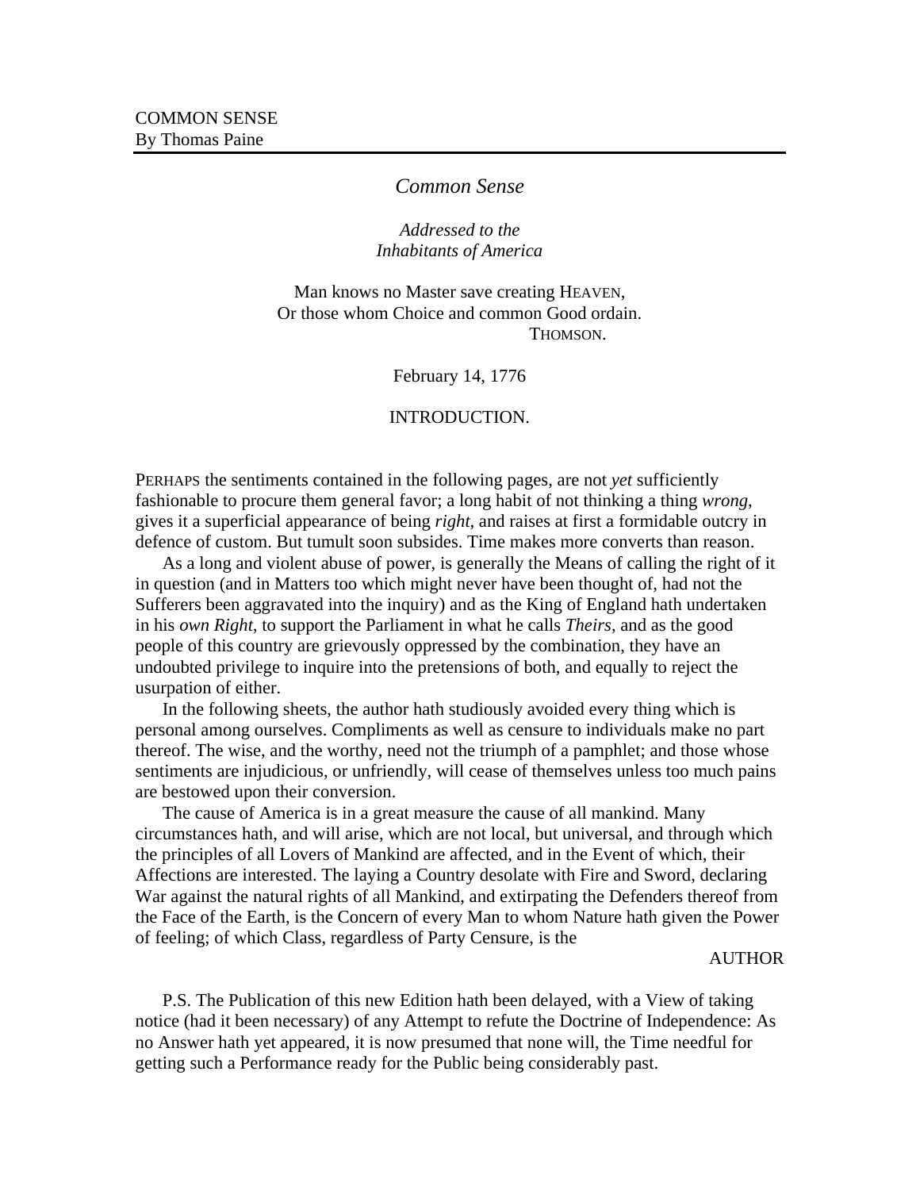COMMON SENSE
By Thomas Paine

# *Common Sense*

*Addressed to the*
*Inhabitants of America*

Man knows no Master save creating HEAVEN,
Or those whom Choice and common Good ordain.
THOMSON.

February 14, 1776

## INTRODUCTION.

PERHAPS the sentiments contained in the following pages, are not *yet* sufficiently fashionable to procure them general favor; a long habit of not thinking a thing *wrong*, gives it a superficial appearance of being *right*, and raises at first a formidable outcry in defence of custom. But tumult soon subsides. Time makes more converts than reason.

As a long and violent abuse of power, is generally the Means of calling the right of it in question (and in Matters too which might never have been thought of, had not the Sufferers been aggravated into the inquiry) and as the King of England hath undertaken in his *own Right*, to support the Parliament in what he calls *Theirs*, and as the good people of this country are grievously oppressed by the combination, they have an undoubted privilege to inquire into the pretensions of both, and equally to reject the usurpation of either.

In the following sheets, the author hath studiously avoided every thing which is personal among ourselves. Compliments as well as censure to individuals make no part thereof. The wise, and the worthy, need not the triumph of a pamphlet; and those whose sentiments are injudicious, or unfriendly, will cease of themselves unless too much pains are bestowed upon their conversion.

The cause of America is in a great measure the cause of all mankind. Many circumstances hath, and will arise, which are not local, but universal, and through which the principles of all Lovers of Mankind are affected, and in the Event of which, their Affections are interested. The laying a Country desolate with Fire and Sword, declaring War against the natural rights of all Mankind, and extirpating the Defenders thereof from the Face of the Earth, is the Concern of every Man to whom Nature hath given the Power of feeling; of which Class, regardless of Party Censure, is the

AUTHOR

P.S. The Publication of this new Edition hath been delayed, with a View of taking notice (had it been necessary) of any Attempt to refute the Doctrine of Independence: As no Answer hath yet appeared, it is now presumed that none will, the Time needful for getting such a Performance ready for the Public being considerably past.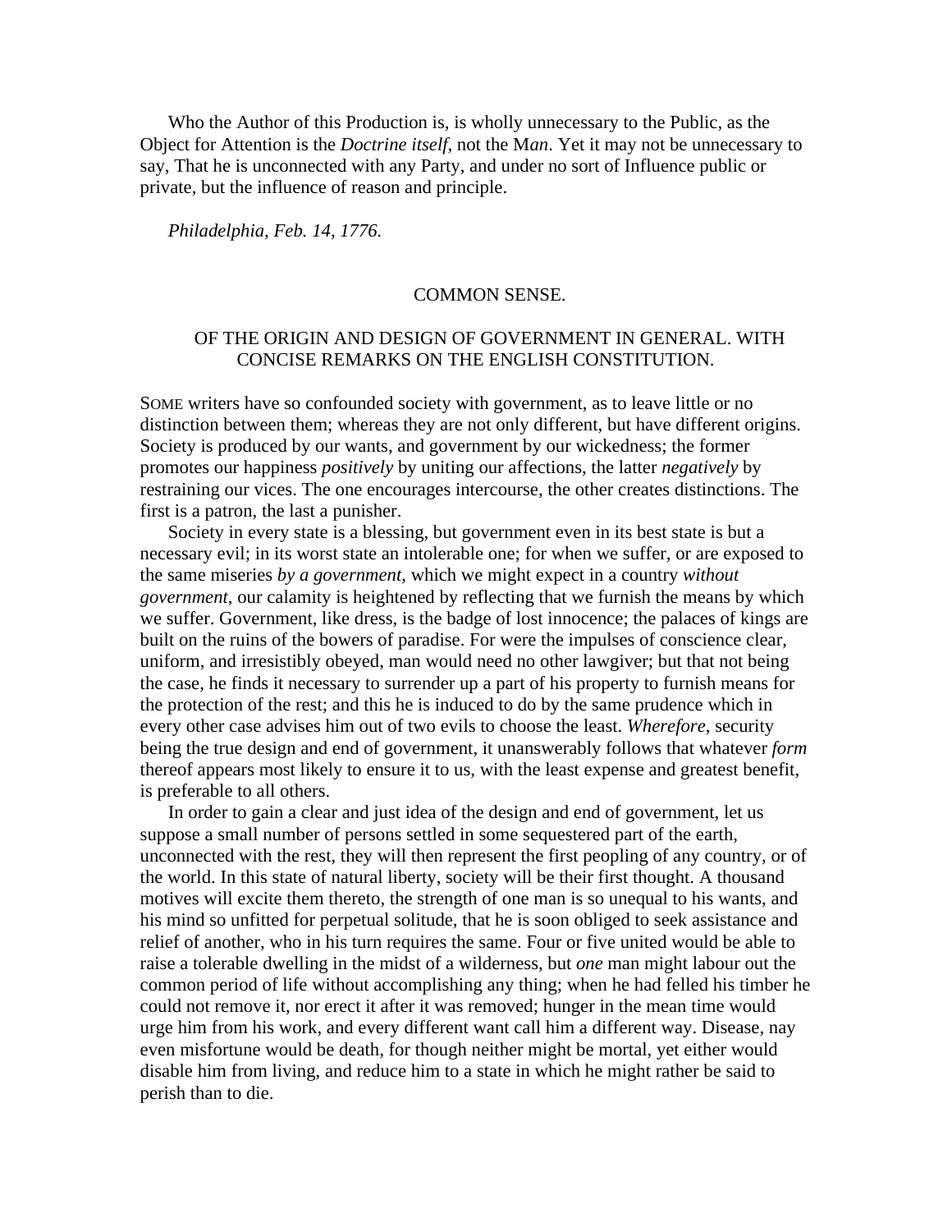Who the Author of this Production is, is wholly unnecessary to the Public, as the Object for Attention is the *Doctrine itself*, not the M*an*. Yet it may not be unnecessary to say, That he is unconnected with any Party, and under no sort of Influence public or private, but the influence of reason and principle.

*Philadelphia, Feb. 14, 1776.*

# COMMON SENSE.

## OF THE ORIGIN AND DESIGN OF GOVERNMENT IN GENERAL. WITH CONCISE REMARKS ON THE ENGLISH CONSTITUTION.

SOME writers have so confounded society with government, as to leave little or no distinction between them; whereas they are not only different, but have different origins. Society is produced by our wants, and government by our wickedness; the former promotes our happiness *positively* by uniting our affections, the latter *negatively* by restraining our vices. The one encourages intercourse, the other creates distinctions. The first is a patron, the last a punisher.

Society in every state is a blessing, but government even in its best state is but a necessary evil; in its worst state an intolerable one; for when we suffer, or are exposed to the same miseries *by a government*, which we might expect in a country *without government*, our calamity is heightened by reflecting that we furnish the means by which we suffer. Government, like dress, is the badge of lost innocence; the palaces of kings are built on the ruins of the bowers of paradise. For were the impulses of conscience clear, uniform, and irresistibly obeyed, man would need no other lawgiver; but that not being the case, he finds it necessary to surrender up a part of his property to furnish means for the protection of the rest; and this he is induced to do by the same prudence which in every other case advises him out of two evils to choose the least. *Wherefore*, security being the true design and end of government, it unanswerably follows that whatever *form* thereof appears most likely to ensure it to us, with the least expense and greatest benefit, is preferable to all others.

In order to gain a clear and just idea of the design and end of government, let us suppose a small number of persons settled in some sequestered part of the earth, unconnected with the rest, they will then represent the first peopling of any country, or of the world. In this state of natural liberty, society will be their first thought. A thousand motives will excite them thereto, the strength of one man is so unequal to his wants, and his mind so unfitted for perpetual solitude, that he is soon obliged to seek assistance and relief of another, who in his turn requires the same. Four or five united would be able to raise a tolerable dwelling in the midst of a wilderness, but *one* man might labour out the common period of life without accomplishing any thing; when he had felled his timber he could not remove it, nor erect it after it was removed; hunger in the mean time would urge him from his work, and every different want call him a different way. Disease, nay even misfortune would be death, for though neither might be mortal, yet either would disable him from living, and reduce him to a state in which he might rather be said to perish than to die.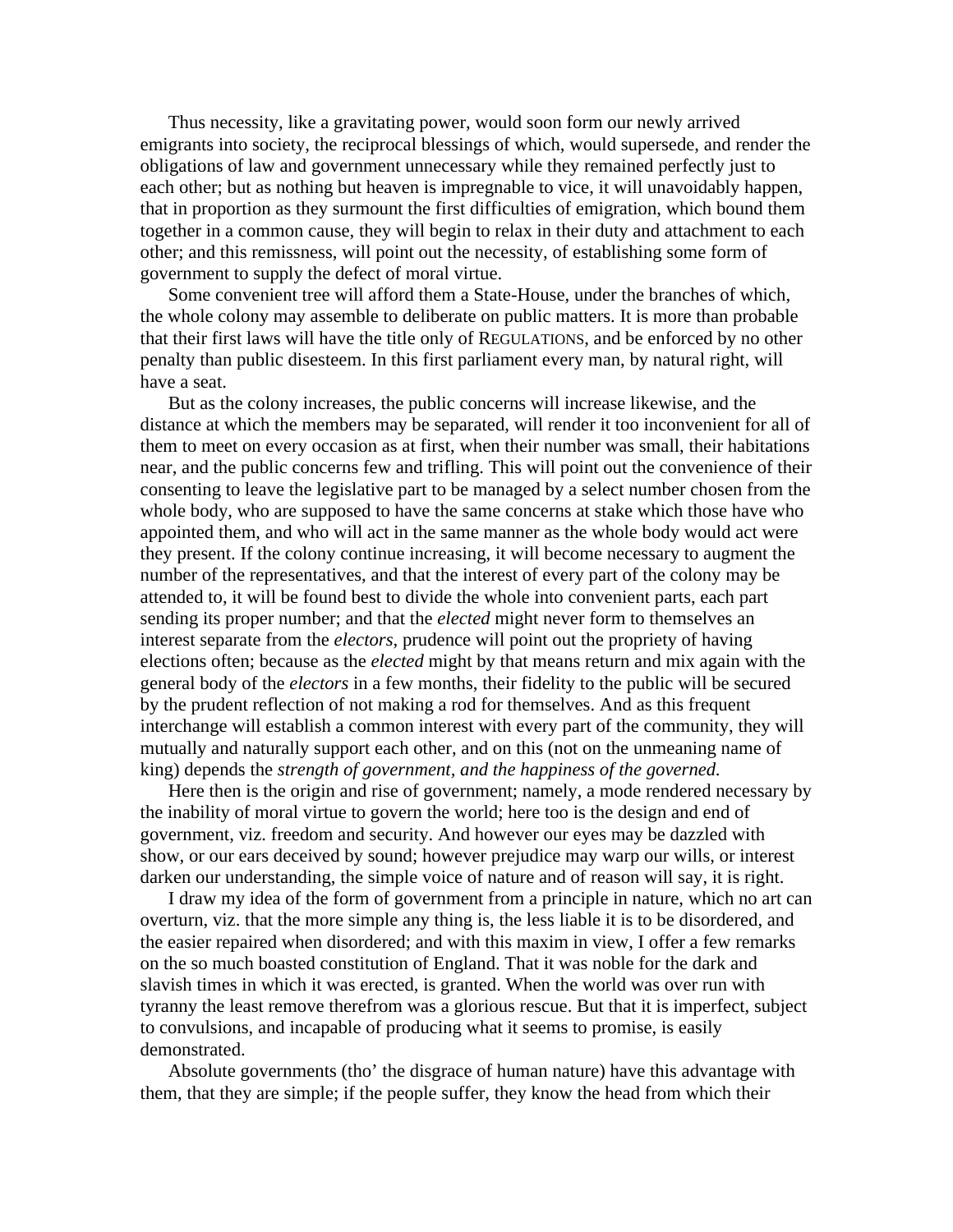Thus necessity, like a gravitating power, would soon form our newly arrived emigrants into society, the reciprocal blessings of which, would supersede, and render the obligations of law and government unnecessary while they remained perfectly just to each other; but as nothing but heaven is impregnable to vice, it will unavoidably happen, that in proportion as they surmount the first difficulties of emigration, which bound them together in a common cause, they will begin to relax in their duty and attachment to each other; and this remissness, will point out the necessity, of establishing some form of government to supply the defect of moral virtue.

Some convenient tree will afford them a State-House, under the branches of which, the whole colony may assemble to deliberate on public matters. It is more than probable that their first laws will have the title only of REGULATIONS, and be enforced by no other penalty than public disesteem. In this first parliament every man, by natural right, will have a seat.

But as the colony increases, the public concerns will increase likewise, and the distance at which the members may be separated, will render it too inconvenient for all of them to meet on every occasion as at first, when their number was small, their habitations near, and the public concerns few and trifling. This will point out the convenience of their consenting to leave the legislative part to be managed by a select number chosen from the whole body, who are supposed to have the same concerns at stake which those have who appointed them, and who will act in the same manner as the whole body would act were they present. If the colony continue increasing, it will become necessary to augment the number of the representatives, and that the interest of every part of the colony may be attended to, it will be found best to divide the whole into convenient parts, each part sending its proper number; and that the *elected* might never form to themselves an interest separate from the *electors*, prudence will point out the propriety of having elections often; because as the *elected* might by that means return and mix again with the general body of the *electors* in a few months, their fidelity to the public will be secured by the prudent reflection of not making a rod for themselves. And as this frequent interchange will establish a common interest with every part of the community, they will mutually and naturally support each other, and on this (not on the unmeaning name of king) depends the *strength of government, and the happiness of the governed.*

Here then is the origin and rise of government; namely, a mode rendered necessary by the inability of moral virtue to govern the world; here too is the design and end of government, viz. freedom and security. And however our eyes may be dazzled with show, or our ears deceived by sound; however prejudice may warp our wills, or interest darken our understanding, the simple voice of nature and of reason will say, it is right.

I draw my idea of the form of government from a principle in nature, which no art can overturn, viz. that the more simple any thing is, the less liable it is to be disordered, and the easier repaired when disordered; and with this maxim in view, I offer a few remarks on the so much boasted constitution of England. That it was noble for the dark and slavish times in which it was erected, is granted. When the world was over run with tyranny the least remove therefrom was a glorious rescue. But that it is imperfect, subject to convulsions, and incapable of producing what it seems to promise, is easily demonstrated.

Absolute governments (tho' the disgrace of human nature) have this advantage with them, that they are simple; if the people suffer, they know the head from which their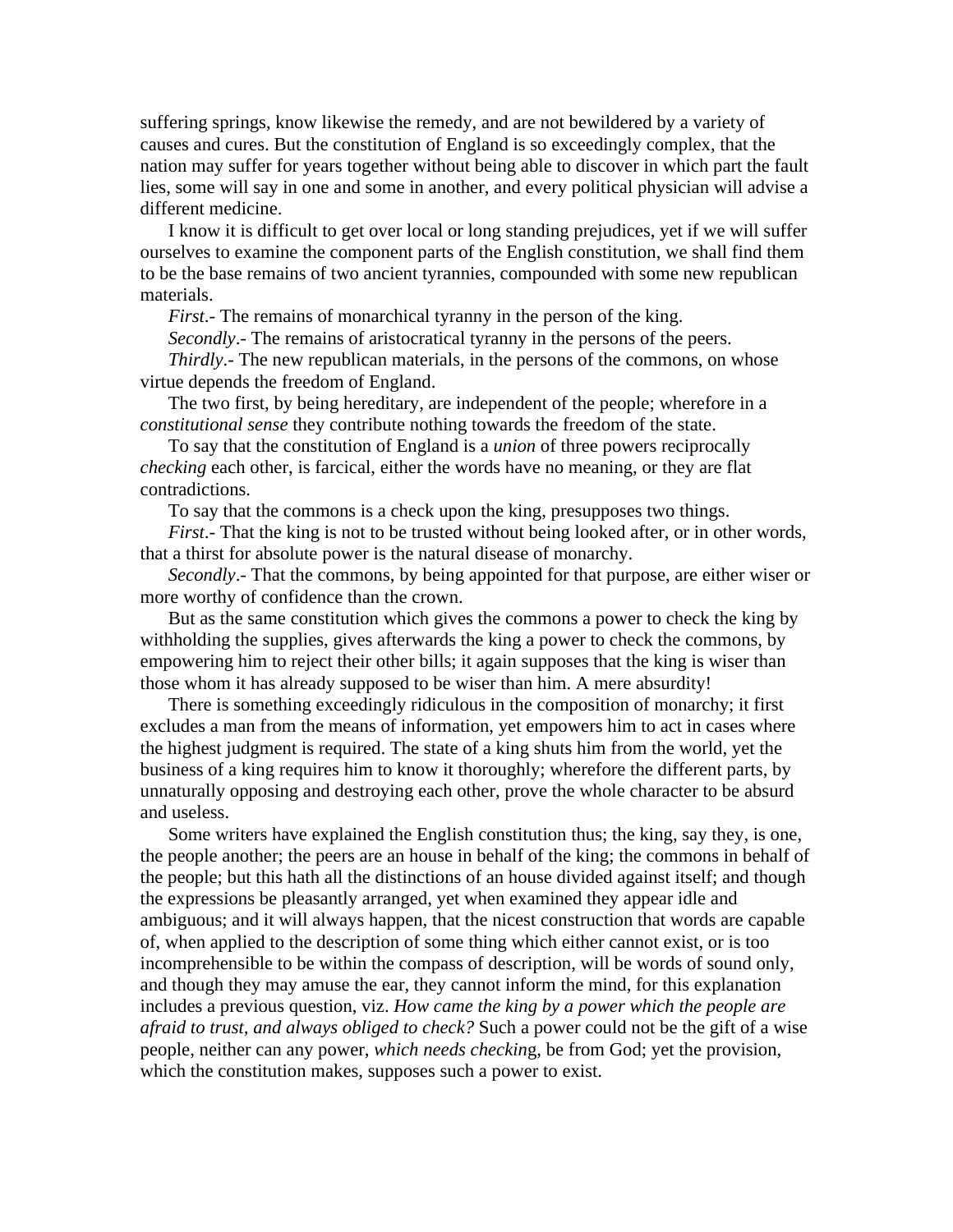suffering springs, know likewise the remedy, and are not bewildered by a variety of causes and cures. But the constitution of England is so exceedingly complex, that the nation may suffer for years together without being able to discover in which part the fault lies, some will say in one and some in another, and every political physician will advise a different medicine.

I know it is difficult to get over local or long standing prejudices, yet if we will suffer ourselves to examine the component parts of the English constitution, we shall find them to be the base remains of two ancient tyrannies, compounded with some new republican materials.

*First*.- The remains of monarchical tyranny in the person of the king.

*Secondly*.- The remains of aristocratical tyranny in the persons of the peers.

*Thirdly*.- The new republican materials, in the persons of the commons, on whose virtue depends the freedom of England.

The two first, by being hereditary, are independent of the people; wherefore in a *constitutional sense* they contribute nothing towards the freedom of the state.

To say that the constitution of England is a *union* of three powers reciprocally *checking* each other, is farcical, either the words have no meaning, or they are flat contradictions.

To say that the commons is a check upon the king, presupposes two things.

*First*.- That the king is not to be trusted without being looked after, or in other words, that a thirst for absolute power is the natural disease of monarchy.

*Secondly*.- That the commons, by being appointed for that purpose, are either wiser or more worthy of confidence than the crown.

But as the same constitution which gives the commons a power to check the king by withholding the supplies, gives afterwards the king a power to check the commons, by empowering him to reject their other bills; it again supposes that the king is wiser than those whom it has already supposed to be wiser than him. A mere absurdity!

There is something exceedingly ridiculous in the composition of monarchy; it first excludes a man from the means of information, yet empowers him to act in cases where the highest judgment is required. The state of a king shuts him from the world, yet the business of a king requires him to know it thoroughly; wherefore the different parts, by unnaturally opposing and destroying each other, prove the whole character to be absurd and useless.

Some writers have explained the English constitution thus; the king, say they, is one, the people another; the peers are an house in behalf of the king; the commons in behalf of the people; but this hath all the distinctions of an house divided against itself; and though the expressions be pleasantly arranged, yet when examined they appear idle and ambiguous; and it will always happen, that the nicest construction that words are capable of, when applied to the description of some thing which either cannot exist, or is too incomprehensible to be within the compass of description, will be words of sound only, and though they may amuse the ear, they cannot inform the mind, for this explanation includes a previous question, viz. *How came the king by a power which the people are afraid to trust, and always obliged to check?* Such a power could not be the gift of a wise people, neither can any power, *which needs checking*, be from God; yet the provision, which the constitution makes, supposes such a power to exist.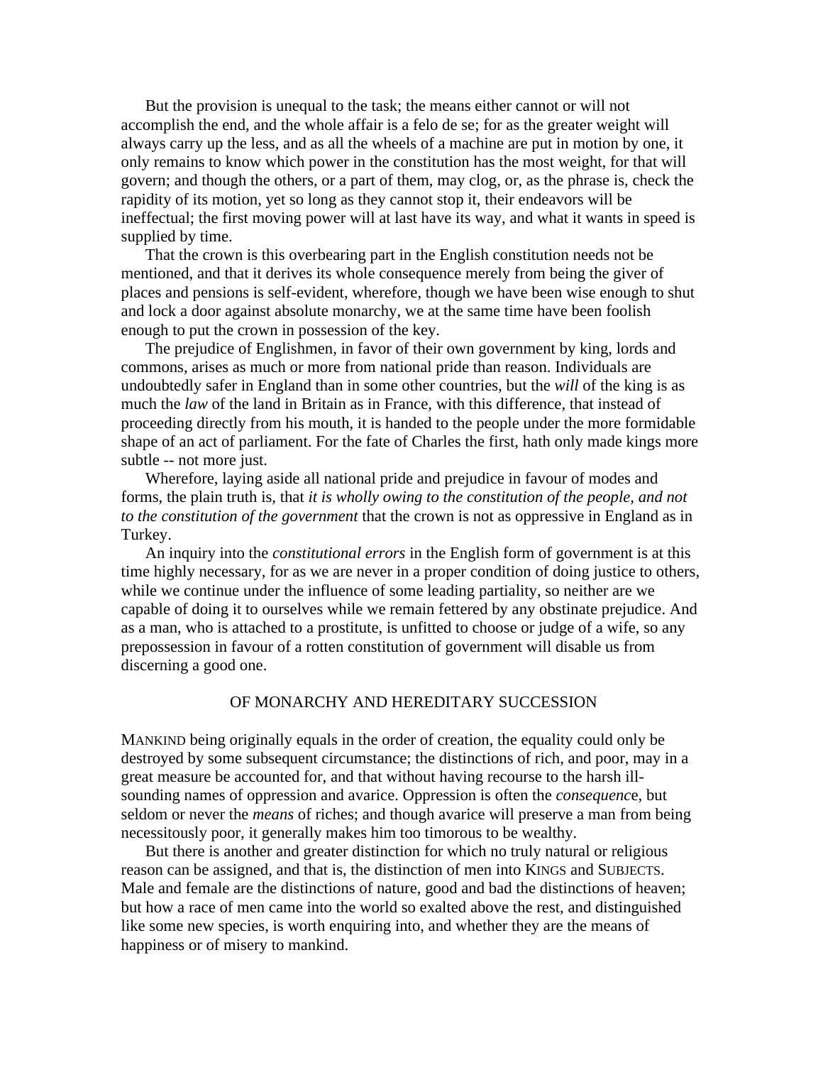But the provision is unequal to the task; the means either cannot or will not accomplish the end, and the whole affair is a felo de se; for as the greater weight will always carry up the less, and as all the wheels of a machine are put in motion by one, it only remains to know which power in the constitution has the most weight, for that will govern; and though the others, or a part of them, may clog, or, as the phrase is, check the rapidity of its motion, yet so long as they cannot stop it, their endeavors will be ineffectual; the first moving power will at last have its way, and what it wants in speed is supplied by time.

That the crown is this overbearing part in the English constitution needs not be mentioned, and that it derives its whole consequence merely from being the giver of places and pensions is self-evident, wherefore, though we have been wise enough to shut and lock a door against absolute monarchy, we at the same time have been foolish enough to put the crown in possession of the key.

The prejudice of Englishmen, in favor of their own government by king, lords and commons, arises as much or more from national pride than reason. Individuals are undoubtedly safer in England than in some other countries, but the *will* of the king is as much the *law* of the land in Britain as in France, with this difference, that instead of proceeding directly from his mouth, it is handed to the people under the more formidable shape of an act of parliament. For the fate of Charles the first, hath only made kings more subtle -- not more just.

Wherefore, laying aside all national pride and prejudice in favour of modes and forms, the plain truth is, that *it is wholly owing to the constitution of the people, and not to the constitution of the government* that the crown is not as oppressive in England as in Turkey.

An inquiry into the *constitutional errors* in the English form of government is at this time highly necessary, for as we are never in a proper condition of doing justice to others, while we continue under the influence of some leading partiality, so neither are we capable of doing it to ourselves while we remain fettered by any obstinate prejudice. And as a man, who is attached to a prostitute, is unfitted to choose or judge of a wife, so any prepossession in favour of a rotten constitution of government will disable us from discerning a good one.

## OF MONARCHY AND HEREDITARY SUCCESSION

MANKIND being originally equals in the order of creation, the equality could only be destroyed by some subsequent circumstance; the distinctions of rich, and poor, may in a great measure be accounted for, and that without having recourse to the harsh ill-sounding names of oppression and avarice. Oppression is often the *consequence*, but seldom or never the *means* of riches; and though avarice will preserve a man from being necessitously poor, it generally makes him too timorous to be wealthy.

But there is another and greater distinction for which no truly natural or religious reason can be assigned, and that is, the distinction of men into KINGS and SUBJECTS. Male and female are the distinctions of nature, good and bad the distinctions of heaven; but how a race of men came into the world so exalted above the rest, and distinguished like some new species, is worth enquiring into, and whether they are the means of happiness or of misery to mankind.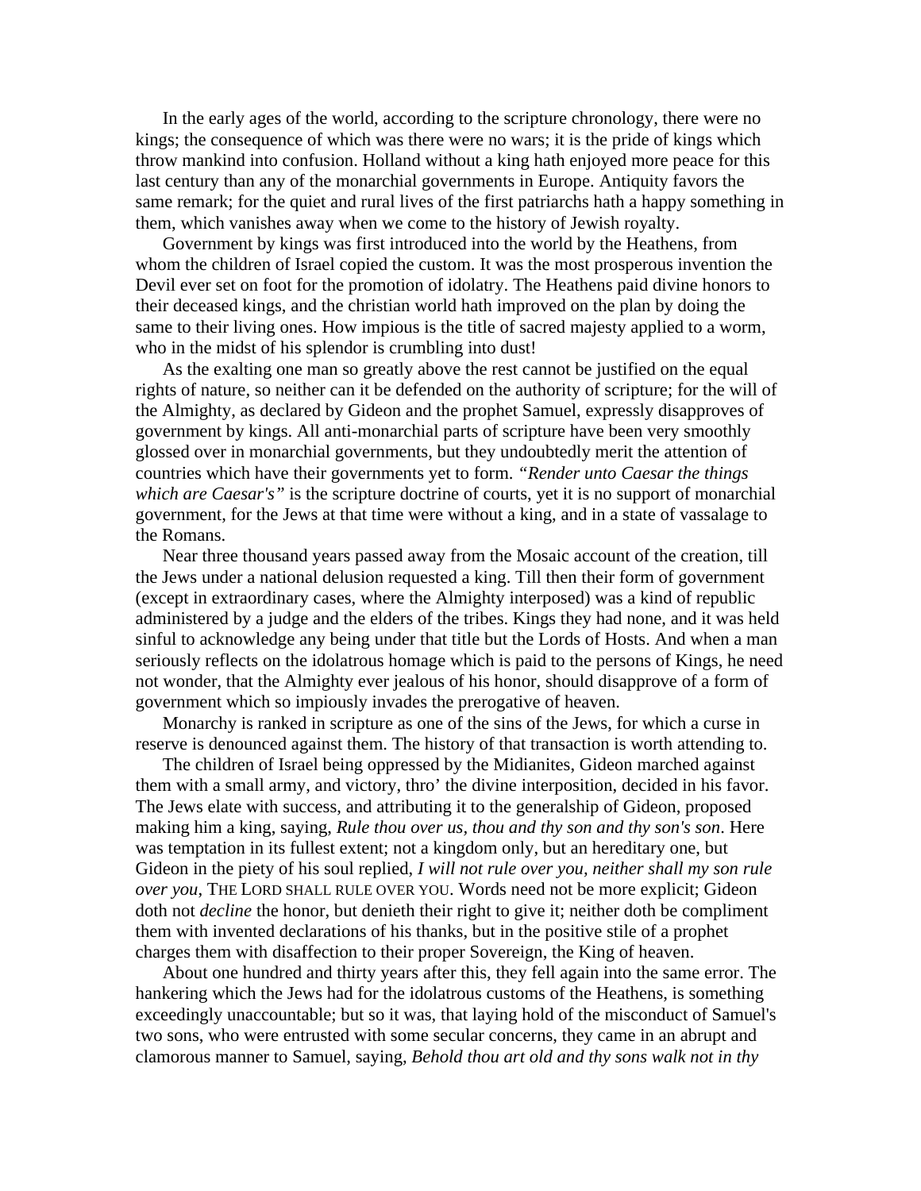In the early ages of the world, according to the scripture chronology, there were no kings; the consequence of which was there were no wars; it is the pride of kings which throw mankind into confusion. Holland without a king hath enjoyed more peace for this last century than any of the monarchial governments in Europe. Antiquity favors the same remark; for the quiet and rural lives of the first patriarchs hath a happy something in them, which vanishes away when we come to the history of Jewish royalty.

Government by kings was first introduced into the world by the Heathens, from whom the children of Israel copied the custom. It was the most prosperous invention the Devil ever set on foot for the promotion of idolatry. The Heathens paid divine honors to their deceased kings, and the christian world hath improved on the plan by doing the same to their living ones. How impious is the title of sacred majesty applied to a worm, who in the midst of his splendor is crumbling into dust!

As the exalting one man so greatly above the rest cannot be justified on the equal rights of nature, so neither can it be defended on the authority of scripture; for the will of the Almighty, as declared by Gideon and the prophet Samuel, expressly disapproves of government by kings. All anti-monarchial parts of scripture have been very smoothly glossed over in monarchial governments, but they undoubtedly merit the attention of countries which have their governments yet to form. *"Render unto Caesar the things which are Caesar's"* is the scripture doctrine of courts, yet it is no support of monarchial government, for the Jews at that time were without a king, and in a state of vassalage to the Romans.

Near three thousand years passed away from the Mosaic account of the creation, till the Jews under a national delusion requested a king. Till then their form of government (except in extraordinary cases, where the Almighty interposed) was a kind of republic administered by a judge and the elders of the tribes. Kings they had none, and it was held sinful to acknowledge any being under that title but the Lords of Hosts. And when a man seriously reflects on the idolatrous homage which is paid to the persons of Kings, he need not wonder, that the Almighty ever jealous of his honor, should disapprove of a form of government which so impiously invades the prerogative of heaven.

Monarchy is ranked in scripture as one of the sins of the Jews, for which a curse in reserve is denounced against them. The history of that transaction is worth attending to.

The children of Israel being oppressed by the Midianites, Gideon marched against them with a small army, and victory, thro' the divine interposition, decided in his favor. The Jews elate with success, and attributing it to the generalship of Gideon, proposed making him a king, saying, *Rule thou over us, thou and thy son and thy son's son*. Here was temptation in its fullest extent; not a kingdom only, but an hereditary one, but Gideon in the piety of his soul replied, *I will not rule over you, neither shall my son rule over you*, THE LORD SHALL RULE OVER YOU. Words need not be more explicit; Gideon doth not *decline* the honor, but denieth their right to give it; neither doth be compliment them with invented declarations of his thanks, but in the positive stile of a prophet charges them with disaffection to their proper Sovereign, the King of heaven.

About one hundred and thirty years after this, they fell again into the same error. The hankering which the Jews had for the idolatrous customs of the Heathens, is something exceedingly unaccountable; but so it was, that laying hold of the misconduct of Samuel's two sons, who were entrusted with some secular concerns, they came in an abrupt and clamorous manner to Samuel, saying, *Behold thou art old and thy sons walk not in thy*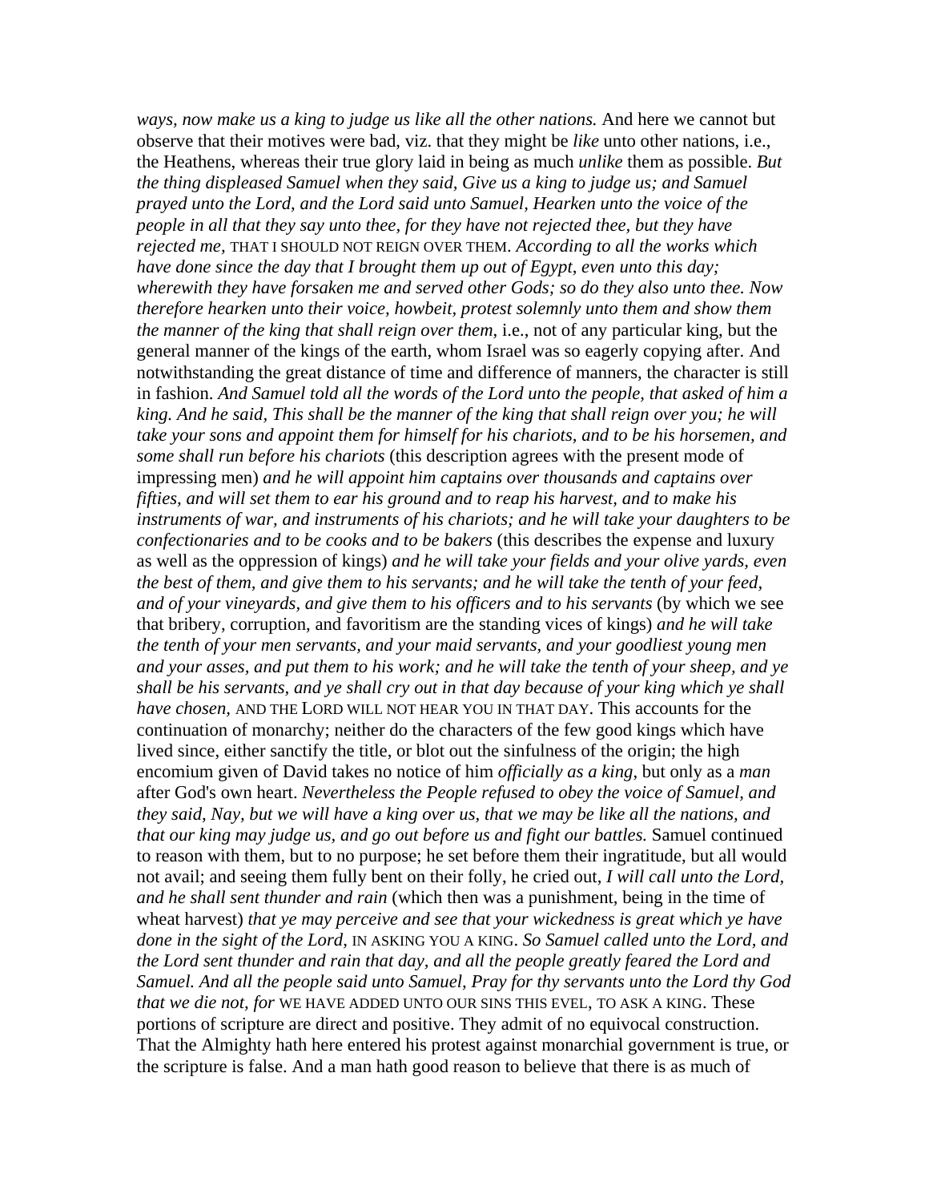*ways, now make us a king to judge us like all the other nations.* And here we cannot but observe that their motives were bad, viz. that they might be *like* unto other nations, i.e., the Heathens, whereas their true glory laid in being as much *unlike* them as possible. *But the thing displeased Samuel when they said, Give us a king to judge us; and Samuel prayed unto the Lord, and the Lord said unto Samuel, Hearken unto the voice of the people in all that they say unto thee, for they have not rejected thee, but they have rejected me,* THAT I SHOULD NOT REIGN OVER THEM. *According to all the works which have done since the day that I brought them up out of Egypt, even unto this day; wherewith they have forsaken me and served other Gods; so do they also unto thee. Now therefore hearken unto their voice, howbeit, protest solemnly unto them and show them the manner of the king that shall reign over them,* i.e., not of any particular king, but the general manner of the kings of the earth, whom Israel was so eagerly copying after. And notwithstanding the great distance of time and difference of manners, the character is still in fashion. *And Samuel told all the words of the Lord unto the people, that asked of him a king. And he said, This shall be the manner of the king that shall reign over you; he will take your sons and appoint them for himself for his chariots, and to be his horsemen, and some shall run before his chariots* (this description agrees with the present mode of impressing men) *and he will appoint him captains over thousands and captains over fifties, and will set them to ear his ground and to reap his harvest, and to make his instruments of war, and instruments of his chariots; and he will take your daughters to be confectionaries and to be cooks and to be bakers* (this describes the expense and luxury as well as the oppression of kings) *and he will take your fields and your olive yards, even the best of them, and give them to his servants; and he will take the tenth of your feed, and of your vineyards, and give them to his officers and to his servants* (by which we see that bribery, corruption, and favoritism are the standing vices of kings) *and he will take the tenth of your men servants, and your maid servants, and your goodliest young men and your asses, and put them to his work; and he will take the tenth of your sheep, and ye shall be his servants, and ye shall cry out in that day because of your king which ye shall have chosen,* AND THE LORD WILL NOT HEAR YOU IN THAT DAY. This accounts for the continuation of monarchy; neither do the characters of the few good kings which have lived since, either sanctify the title, or blot out the sinfulness of the origin; the high encomium given of David takes no notice of him *officially as a king*, but only as a *man* after God's own heart. *Nevertheless the People refused to obey the voice of Samuel, and they said, Nay, but we will have a king over us, that we may be like all the nations, and that our king may judge us, and go out before us and fight our battles.* Samuel continued to reason with them, but to no purpose; he set before them their ingratitude, but all would not avail; and seeing them fully bent on their folly, he cried out, *I will call unto the Lord, and he shall sent thunder and rain* (which then was a punishment, being in the time of wheat harvest) *that ye may perceive and see that your wickedness is great which ye have done in the sight of the Lord,* IN ASKING YOU A KING. *So Samuel called unto the Lord, and the Lord sent thunder and rain that day, and all the people greatly feared the Lord and Samuel. And all the people said unto Samuel, Pray for thy servants unto the Lord thy God that we die not, for* WE HAVE ADDED UNTO OUR SINS THIS EVEL, TO ASK A KING. These portions of scripture are direct and positive. They admit of no equivocal construction. That the Almighty hath here entered his protest against monarchial government is true, or the scripture is false. And a man hath good reason to believe that there is as much of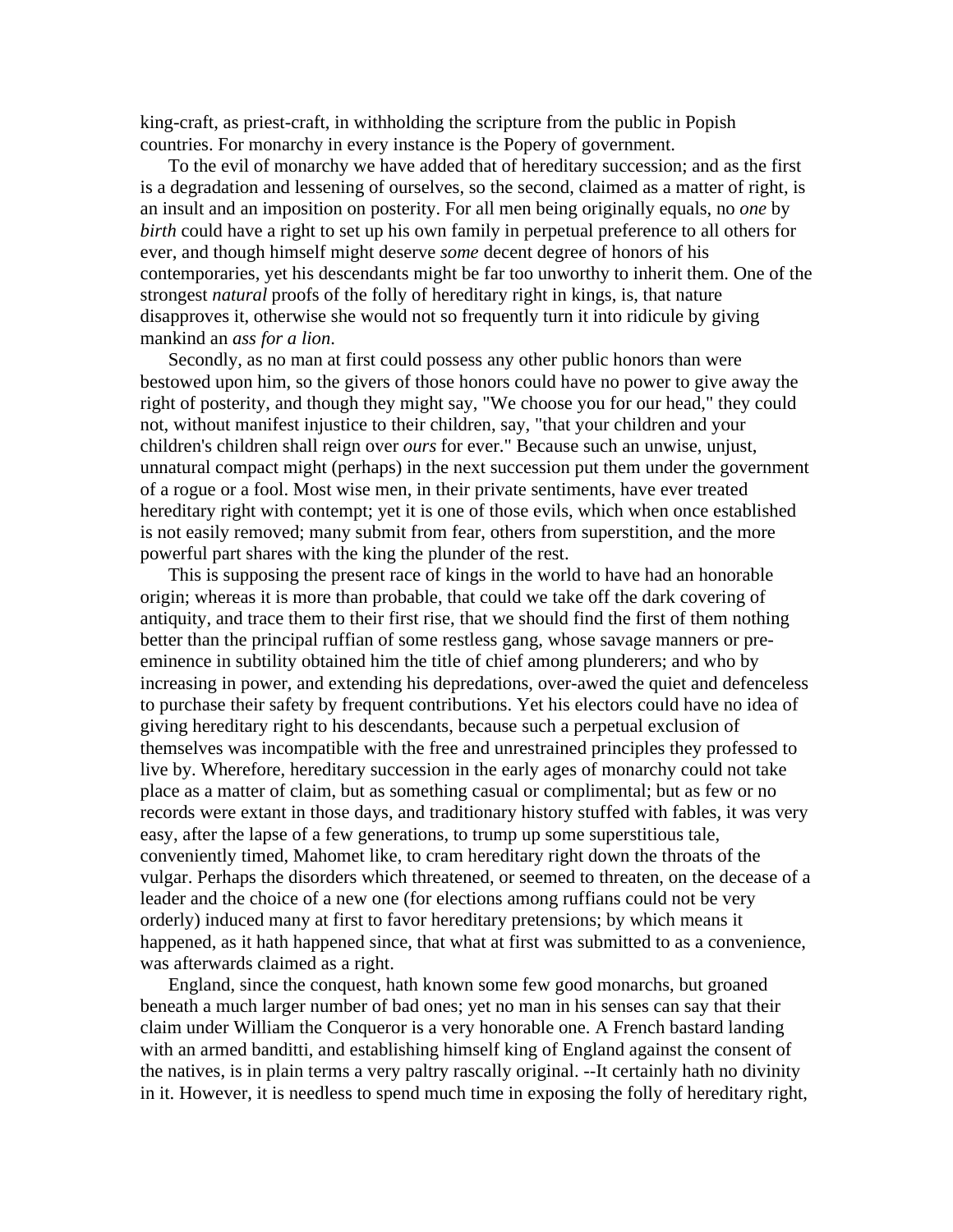king-craft, as priest-craft, in withholding the scripture from the public in Popish countries. For monarchy in every instance is the Popery of government.

To the evil of monarchy we have added that of hereditary succession; and as the first is a degradation and lessening of ourselves, so the second, claimed as a matter of right, is an insult and an imposition on posterity. For all men being originally equals, no *one* by *birth* could have a right to set up his own family in perpetual preference to all others for ever, and though himself might deserve *some* decent degree of honors of his contemporaries, yet his descendants might be far too unworthy to inherit them. One of the strongest *natural* proofs of the folly of hereditary right in kings, is, that nature disapproves it, otherwise she would not so frequently turn it into ridicule by giving mankind an *ass for a lion*.

Secondly, as no man at first could possess any other public honors than were bestowed upon him, so the givers of those honors could have no power to give away the right of posterity, and though they might say, "We choose you for our head," they could not, without manifest injustice to their children, say, "that your children and your children's children shall reign over *ours* for ever." Because such an unwise, unjust, unnatural compact might (perhaps) in the next succession put them under the government of a rogue or a fool. Most wise men, in their private sentiments, have ever treated hereditary right with contempt; yet it is one of those evils, which when once established is not easily removed; many submit from fear, others from superstition, and the more powerful part shares with the king the plunder of the rest.

This is supposing the present race of kings in the world to have had an honorable origin; whereas it is more than probable, that could we take off the dark covering of antiquity, and trace them to their first rise, that we should find the first of them nothing better than the principal ruffian of some restless gang, whose savage manners or pre-eminence in subtility obtained him the title of chief among plunderers; and who by increasing in power, and extending his depredations, over-awed the quiet and defenceless to purchase their safety by frequent contributions. Yet his electors could have no idea of giving hereditary right to his descendants, because such a perpetual exclusion of themselves was incompatible with the free and unrestrained principles they professed to live by. Wherefore, hereditary succession in the early ages of monarchy could not take place as a matter of claim, but as something casual or complimental; but as few or no records were extant in those days, and traditionary history stuffed with fables, it was very easy, after the lapse of a few generations, to trump up some superstitious tale, conveniently timed, Mahomet like, to cram hereditary right down the throats of the vulgar. Perhaps the disorders which threatened, or seemed to threaten, on the decease of a leader and the choice of a new one (for elections among ruffians could not be very orderly) induced many at first to favor hereditary pretensions; by which means it happened, as it hath happened since, that what at first was submitted to as a convenience, was afterwards claimed as a right.

England, since the conquest, hath known some few good monarchs, but groaned beneath a much larger number of bad ones; yet no man in his senses can say that their claim under William the Conqueror is a very honorable one. A French bastard landing with an armed banditti, and establishing himself king of England against the consent of the natives, is in plain terms a very paltry rascally original. --It certainly hath no divinity in it. However, it is needless to spend much time in exposing the folly of hereditary right,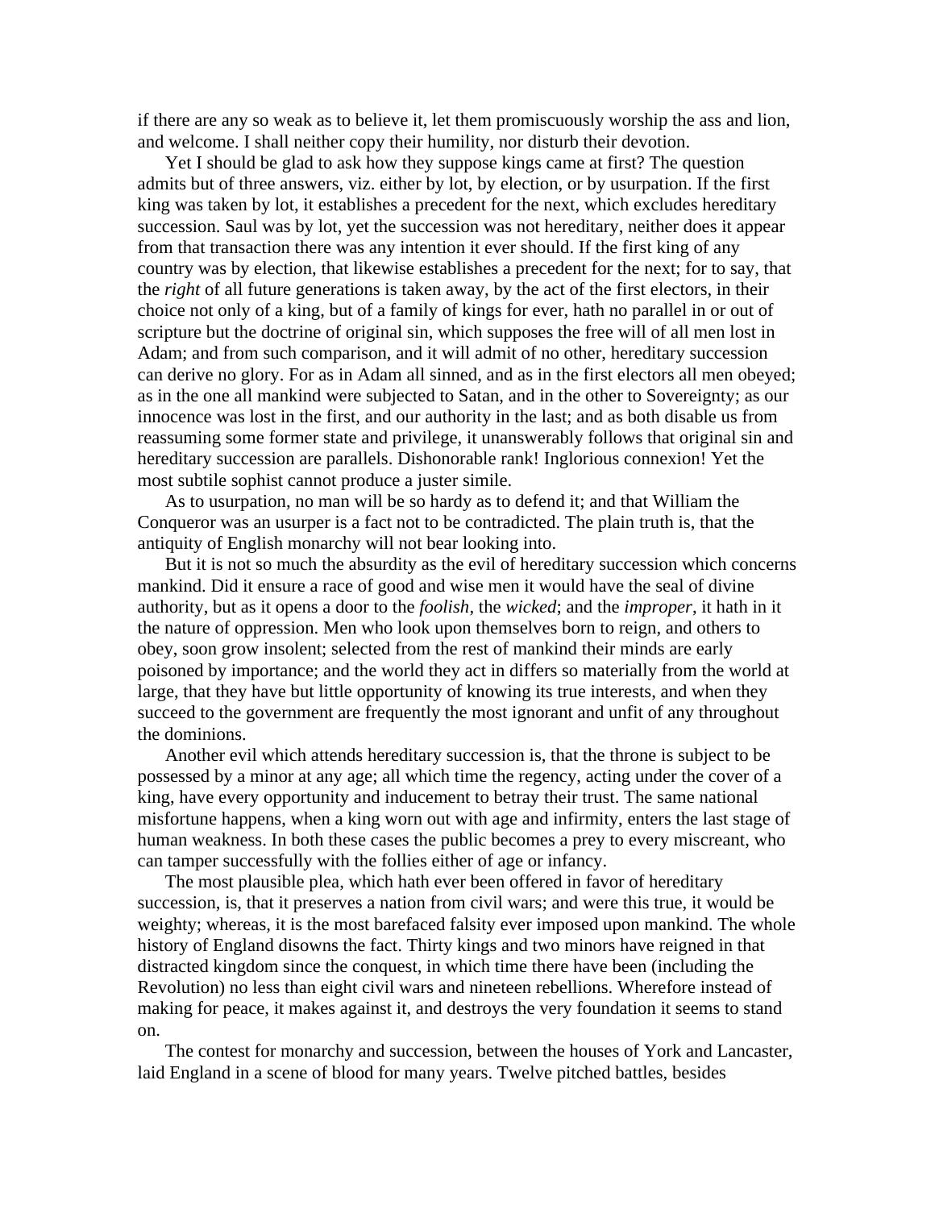if there are any so weak as to believe it, let them promiscuously worship the ass and lion, and welcome. I shall neither copy their humility, nor disturb their devotion.

Yet I should be glad to ask how they suppose kings came at first? The question admits but of three answers, viz. either by lot, by election, or by usurpation. If the first king was taken by lot, it establishes a precedent for the next, which excludes hereditary succession. Saul was by lot, yet the succession was not hereditary, neither does it appear from that transaction there was any intention it ever should. If the first king of any country was by election, that likewise establishes a precedent for the next; for to say, that the *right* of all future generations is taken away, by the act of the first electors, in their choice not only of a king, but of a family of kings for ever, hath no parallel in or out of scripture but the doctrine of original sin, which supposes the free will of all men lost in Adam; and from such comparison, and it will admit of no other, hereditary succession can derive no glory. For as in Adam all sinned, and as in the first electors all men obeyed; as in the one all mankind were subjected to Satan, and in the other to Sovereignty; as our innocence was lost in the first, and our authority in the last; and as both disable us from reassuming some former state and privilege, it unanswerably follows that original sin and hereditary succession are parallels. Dishonorable rank! Inglorious connexion! Yet the most subtile sophist cannot produce a juster simile.

As to usurpation, no man will be so hardy as to defend it; and that William the Conqueror was an usurper is a fact not to be contradicted. The plain truth is, that the antiquity of English monarchy will not bear looking into.

But it is not so much the absurdity as the evil of hereditary succession which concerns mankind. Did it ensure a race of good and wise men it would have the seal of divine authority, but as it opens a door to the *foolish*, the *wicked*; and the *improper*, it hath in it the nature of oppression. Men who look upon themselves born to reign, and others to obey, soon grow insolent; selected from the rest of mankind their minds are early poisoned by importance; and the world they act in differs so materially from the world at large, that they have but little opportunity of knowing its true interests, and when they succeed to the government are frequently the most ignorant and unfit of any throughout the dominions.

Another evil which attends hereditary succession is, that the throne is subject to be possessed by a minor at any age; all which time the regency, acting under the cover of a king, have every opportunity and inducement to betray their trust. The same national misfortune happens, when a king worn out with age and infirmity, enters the last stage of human weakness. In both these cases the public becomes a prey to every miscreant, who can tamper successfully with the follies either of age or infancy.

The most plausible plea, which hath ever been offered in favor of hereditary succession, is, that it preserves a nation from civil wars; and were this true, it would be weighty; whereas, it is the most barefaced falsity ever imposed upon mankind. The whole history of England disowns the fact. Thirty kings and two minors have reigned in that distracted kingdom since the conquest, in which time there have been (including the Revolution) no less than eight civil wars and nineteen rebellions. Wherefore instead of making for peace, it makes against it, and destroys the very foundation it seems to stand on.

The contest for monarchy and succession, between the houses of York and Lancaster, laid England in a scene of blood for many years. Twelve pitched battles, besides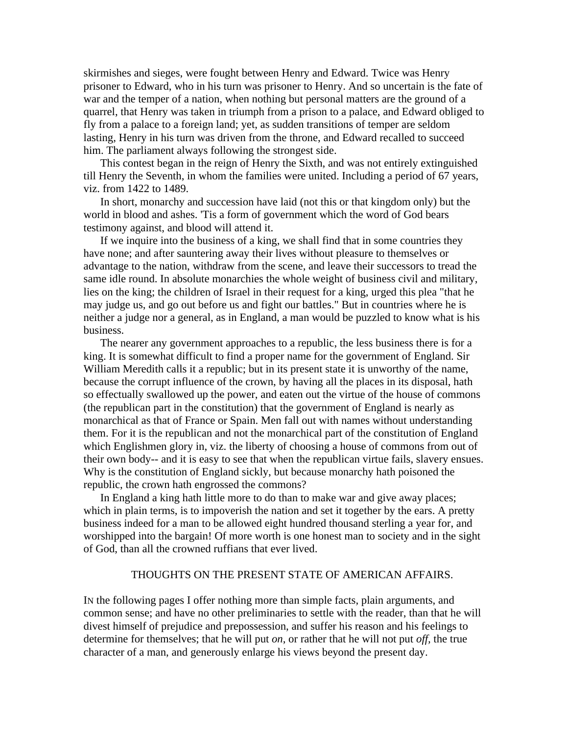skirmishes and sieges, were fought between Henry and Edward. Twice was Henry prisoner to Edward, who in his turn was prisoner to Henry. And so uncertain is the fate of war and the temper of a nation, when nothing but personal matters are the ground of a quarrel, that Henry was taken in triumph from a prison to a palace, and Edward obliged to fly from a palace to a foreign land; yet, as sudden transitions of temper are seldom lasting, Henry in his turn was driven from the throne, and Edward recalled to succeed him. The parliament always following the strongest side.

This contest began in the reign of Henry the Sixth, and was not entirely extinguished till Henry the Seventh, in whom the families were united. Including a period of 67 years, viz. from 1422 to 1489.

In short, monarchy and succession have laid (not this or that kingdom only) but the world in blood and ashes. 'Tis a form of government which the word of God bears testimony against, and blood will attend it.

If we inquire into the business of a king, we shall find that in some countries they have none; and after sauntering away their lives without pleasure to themselves or advantage to the nation, withdraw from the scene, and leave their successors to tread the same idle round. In absolute monarchies the whole weight of business civil and military, lies on the king; the children of Israel in their request for a king, urged this plea "that he may judge us, and go out before us and fight our battles." But in countries where he is neither a judge nor a general, as in England, a man would be puzzled to know what is his business.

The nearer any government approaches to a republic, the less business there is for a king. It is somewhat difficult to find a proper name for the government of England. Sir William Meredith calls it a republic; but in its present state it is unworthy of the name, because the corrupt influence of the crown, by having all the places in its disposal, hath so effectually swallowed up the power, and eaten out the virtue of the house of commons (the republican part in the constitution) that the government of England is nearly as monarchical as that of France or Spain. Men fall out with names without understanding them. For it is the republican and not the monarchical part of the constitution of England which Englishmen glory in, viz. the liberty of choosing a house of commons from out of their own body-- and it is easy to see that when the republican virtue fails, slavery ensues. Why is the constitution of England sickly, but because monarchy hath poisoned the republic, the crown hath engrossed the commons?

In England a king hath little more to do than to make war and give away places; which in plain terms, is to impoverish the nation and set it together by the ears. A pretty business indeed for a man to be allowed eight hundred thousand sterling a year for, and worshipped into the bargain! Of more worth is one honest man to society and in the sight of God, than all the crowned ruffians that ever lived.

## THOUGHTS ON THE PRESENT STATE OF AMERICAN AFFAIRS.

In the following pages I offer nothing more than simple facts, plain arguments, and common sense; and have no other preliminaries to settle with the reader, than that he will divest himself of prejudice and prepossession, and suffer his reason and his feelings to determine for themselves; that he will put *on*, or rather that he will not put *off*, the true character of a man, and generously enlarge his views beyond the present day.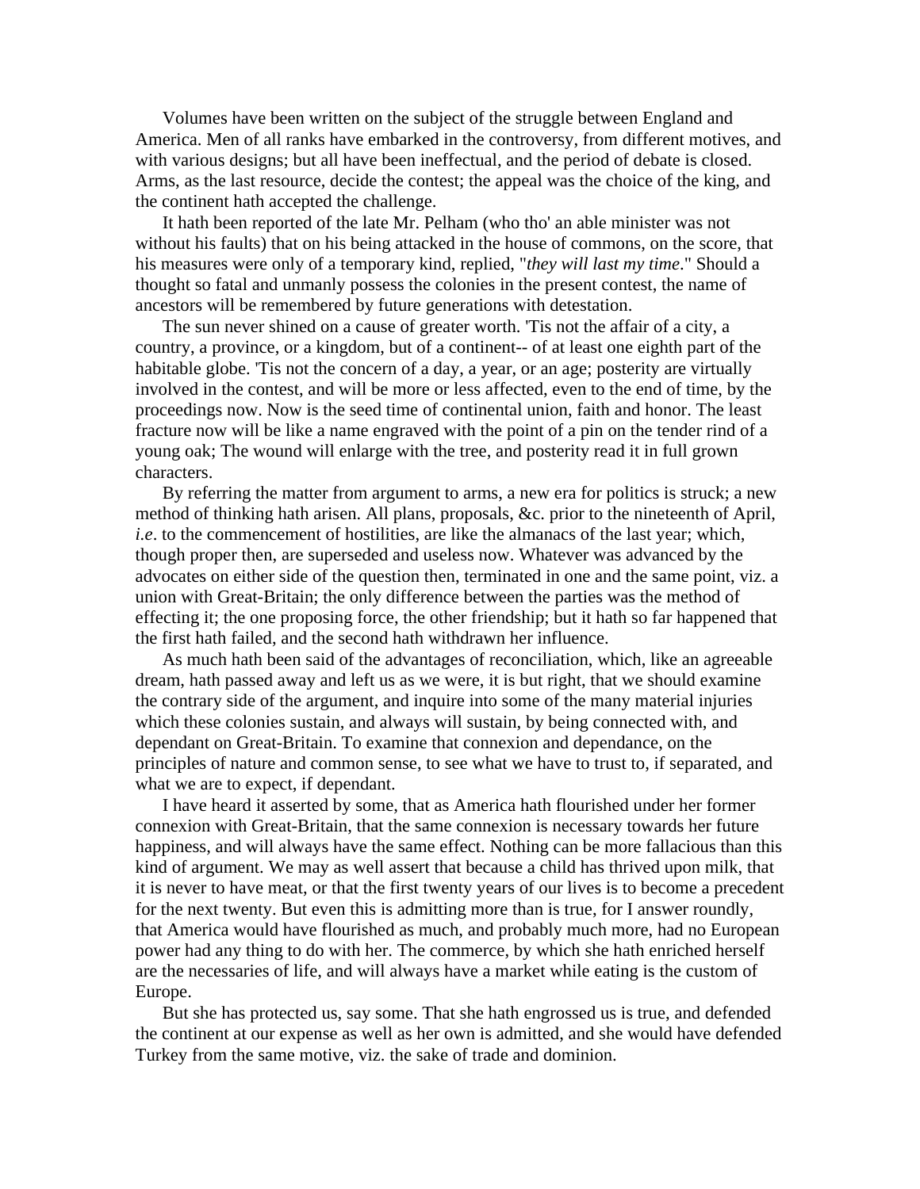Volumes have been written on the subject of the struggle between England and America. Men of all ranks have embarked in the controversy, from different motives, and with various designs; but all have been ineffectual, and the period of debate is closed. Arms, as the last resource, decide the contest; the appeal was the choice of the king, and the continent hath accepted the challenge.

It hath been reported of the late Mr. Pelham (who tho' an able minister was not without his faults) that on his being attacked in the house of commons, on the score, that his measures were only of a temporary kind, replied, "*they will last my time*." Should a thought so fatal and unmanly possess the colonies in the present contest, the name of ancestors will be remembered by future generations with detestation.

The sun never shined on a cause of greater worth. 'Tis not the affair of a city, a country, a province, or a kingdom, but of a continent-- of at least one eighth part of the habitable globe. 'Tis not the concern of a day, a year, or an age; posterity are virtually involved in the contest, and will be more or less affected, even to the end of time, by the proceedings now. Now is the seed time of continental union, faith and honor. The least fracture now will be like a name engraved with the point of a pin on the tender rind of a young oak; The wound will enlarge with the tree, and posterity read it in full grown characters.

By referring the matter from argument to arms, a new era for politics is struck; a new method of thinking hath arisen. All plans, proposals, &c. prior to the nineteenth of April, *i.e*. to the commencement of hostilities, are like the almanacs of the last year; which, though proper then, are superseded and useless now. Whatever was advanced by the advocates on either side of the question then, terminated in one and the same point, viz. a union with Great-Britain; the only difference between the parties was the method of effecting it; the one proposing force, the other friendship; but it hath so far happened that the first hath failed, and the second hath withdrawn her influence.

As much hath been said of the advantages of reconciliation, which, like an agreeable dream, hath passed away and left us as we were, it is but right, that we should examine the contrary side of the argument, and inquire into some of the many material injuries which these colonies sustain, and always will sustain, by being connected with, and dependant on Great-Britain. To examine that connexion and dependance, on the principles of nature and common sense, to see what we have to trust to, if separated, and what we are to expect, if dependant.

I have heard it asserted by some, that as America hath flourished under her former connexion with Great-Britain, that the same connexion is necessary towards her future happiness, and will always have the same effect. Nothing can be more fallacious than this kind of argument. We may as well assert that because a child has thrived upon milk, that it is never to have meat, or that the first twenty years of our lives is to become a precedent for the next twenty. But even this is admitting more than is true, for I answer roundly, that America would have flourished as much, and probably much more, had no European power had any thing to do with her. The commerce, by which she hath enriched herself are the necessaries of life, and will always have a market while eating is the custom of Europe.

But she has protected us, say some. That she hath engrossed us is true, and defended the continent at our expense as well as her own is admitted, and she would have defended Turkey from the same motive, viz. the sake of trade and dominion.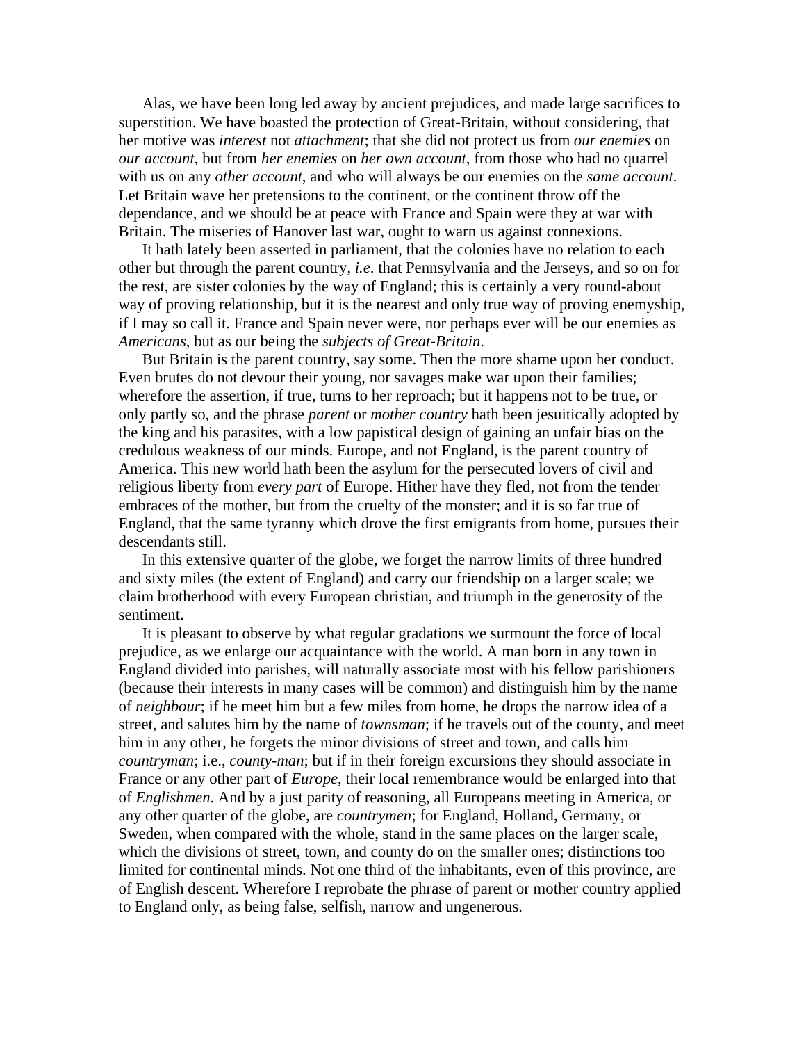Alas, we have been long led away by ancient prejudices, and made large sacrifices to superstition. We have boasted the protection of Great-Britain, without considering, that her motive was *interest* not *attachment*; that she did not protect us from *our enemies* on *our account*, but from *her enemies* on *her own account*, from those who had no quarrel with us on any *other account*, and who will always be our enemies on the *same account*. Let Britain wave her pretensions to the continent, or the continent throw off the dependance, and we should be at peace with France and Spain were they at war with Britain. The miseries of Hanover last war, ought to warn us against connexions.

It hath lately been asserted in parliament, that the colonies have no relation to each other but through the parent country, *i.e*. that Pennsylvania and the Jerseys, and so on for the rest, are sister colonies by the way of England; this is certainly a very round-about way of proving relationship, but it is the nearest and only true way of proving enemyship, if I may so call it. France and Spain never were, nor perhaps ever will be our enemies as *Americans*, but as our being the *subjects of Great-Britain*.

But Britain is the parent country, say some. Then the more shame upon her conduct. Even brutes do not devour their young, nor savages make war upon their families; wherefore the assertion, if true, turns to her reproach; but it happens not to be true, or only partly so, and the phrase *parent* or *mother country* hath been jesuitically adopted by the king and his parasites, with a low papistical design of gaining an unfair bias on the credulous weakness of our minds. Europe, and not England, is the parent country of America. This new world hath been the asylum for the persecuted lovers of civil and religious liberty from *every part* of Europe. Hither have they fled, not from the tender embraces of the mother, but from the cruelty of the monster; and it is so far true of England, that the same tyranny which drove the first emigrants from home, pursues their descendants still.

In this extensive quarter of the globe, we forget the narrow limits of three hundred and sixty miles (the extent of England) and carry our friendship on a larger scale; we claim brotherhood with every European christian, and triumph in the generosity of the sentiment.

It is pleasant to observe by what regular gradations we surmount the force of local prejudice, as we enlarge our acquaintance with the world. A man born in any town in England divided into parishes, will naturally associate most with his fellow parishioners (because their interests in many cases will be common) and distinguish him by the name of *neighbour*; if he meet him but a few miles from home, he drops the narrow idea of a street, and salutes him by the name of *townsman*; if he travels out of the county, and meet him in any other, he forgets the minor divisions of street and town, and calls him *countryman*; i.e., *county-man*; but if in their foreign excursions they should associate in France or any other part of *Europe*, their local remembrance would be enlarged into that of *Englishmen*. And by a just parity of reasoning, all Europeans meeting in America, or any other quarter of the globe, are *countrymen*; for England, Holland, Germany, or Sweden, when compared with the whole, stand in the same places on the larger scale, which the divisions of street, town, and county do on the smaller ones; distinctions too limited for continental minds. Not one third of the inhabitants, even of this province, are of English descent. Wherefore I reprobate the phrase of parent or mother country applied to England only, as being false, selfish, narrow and ungenerous.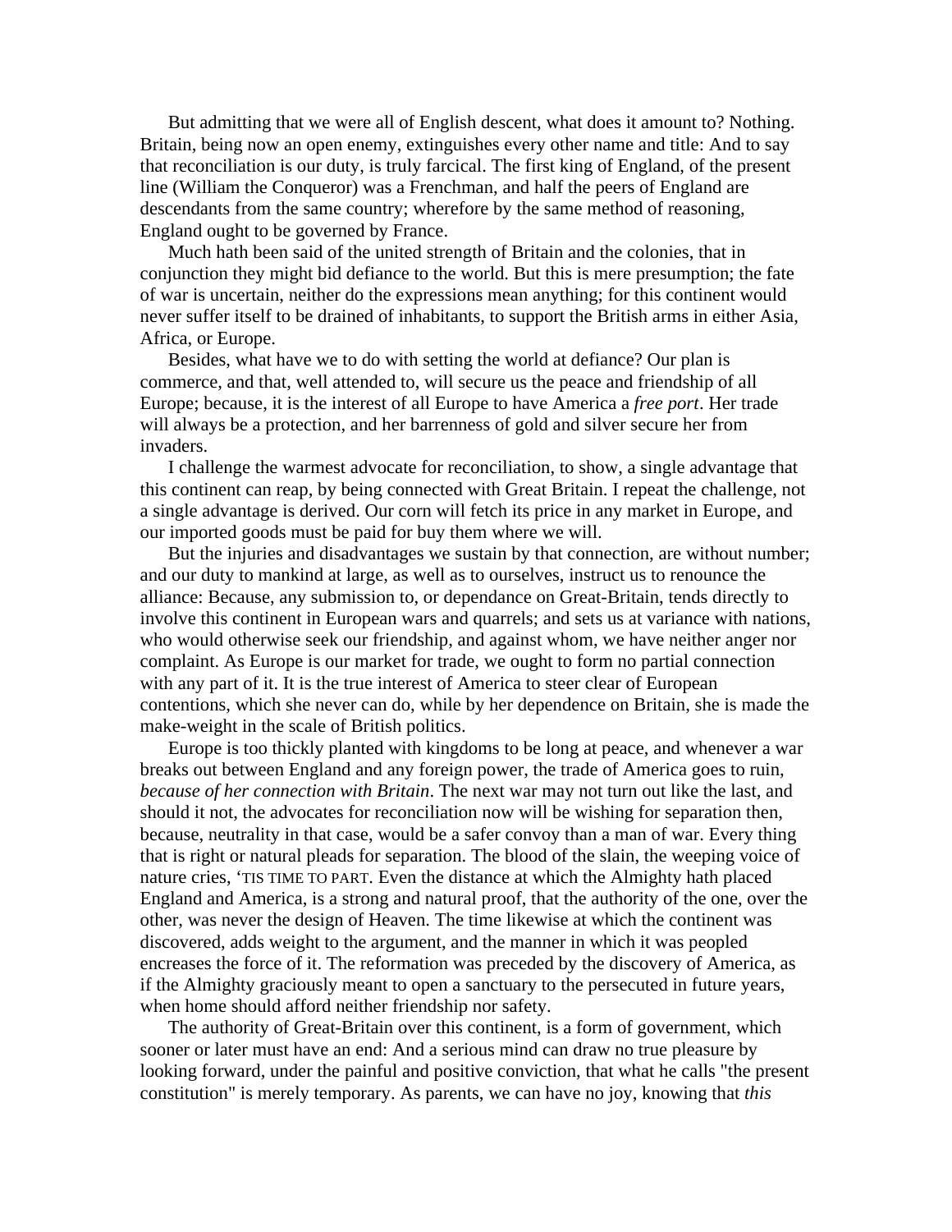But admitting that we were all of English descent, what does it amount to? Nothing. Britain, being now an open enemy, extinguishes every other name and title: And to say that reconciliation is our duty, is truly farcical. The first king of England, of the present line (William the Conqueror) was a Frenchman, and half the peers of England are descendants from the same country; wherefore by the same method of reasoning, England ought to be governed by France.

Much hath been said of the united strength of Britain and the colonies, that in conjunction they might bid defiance to the world. But this is mere presumption; the fate of war is uncertain, neither do the expressions mean anything; for this continent would never suffer itself to be drained of inhabitants, to support the British arms in either Asia, Africa, or Europe.

Besides, what have we to do with setting the world at defiance? Our plan is commerce, and that, well attended to, will secure us the peace and friendship of all Europe; because, it is the interest of all Europe to have America a *free port*. Her trade will always be a protection, and her barrenness of gold and silver secure her from invaders.

I challenge the warmest advocate for reconciliation, to show, a single advantage that this continent can reap, by being connected with Great Britain. I repeat the challenge, not a single advantage is derived. Our corn will fetch its price in any market in Europe, and our imported goods must be paid for buy them where we will.

But the injuries and disadvantages we sustain by that connection, are without number; and our duty to mankind at large, as well as to ourselves, instruct us to renounce the alliance: Because, any submission to, or dependance on Great-Britain, tends directly to involve this continent in European wars and quarrels; and sets us at variance with nations, who would otherwise seek our friendship, and against whom, we have neither anger nor complaint. As Europe is our market for trade, we ought to form no partial connection with any part of it. It is the true interest of America to steer clear of European contentions, which she never can do, while by her dependence on Britain, she is made the make-weight in the scale of British politics.

Europe is too thickly planted with kingdoms to be long at peace, and whenever a war breaks out between England and any foreign power, the trade of America goes to ruin, *because of her connection with Britain*. The next war may not turn out like the last, and should it not, the advocates for reconciliation now will be wishing for separation then, because, neutrality in that case, would be a safer convoy than a man of war. Every thing that is right or natural pleads for separation. The blood of the slain, the weeping voice of nature cries, 'TIS TIME TO PART. Even the distance at which the Almighty hath placed England and America, is a strong and natural proof, that the authority of the one, over the other, was never the design of Heaven. The time likewise at which the continent was discovered, adds weight to the argument, and the manner in which it was peopled encreases the force of it. The reformation was preceded by the discovery of America, as if the Almighty graciously meant to open a sanctuary to the persecuted in future years, when home should afford neither friendship nor safety.

The authority of Great-Britain over this continent, is a form of government, which sooner or later must have an end: And a serious mind can draw no true pleasure by looking forward, under the painful and positive conviction, that what he calls "the present constitution" is merely temporary. As parents, we can have no joy, knowing that *this*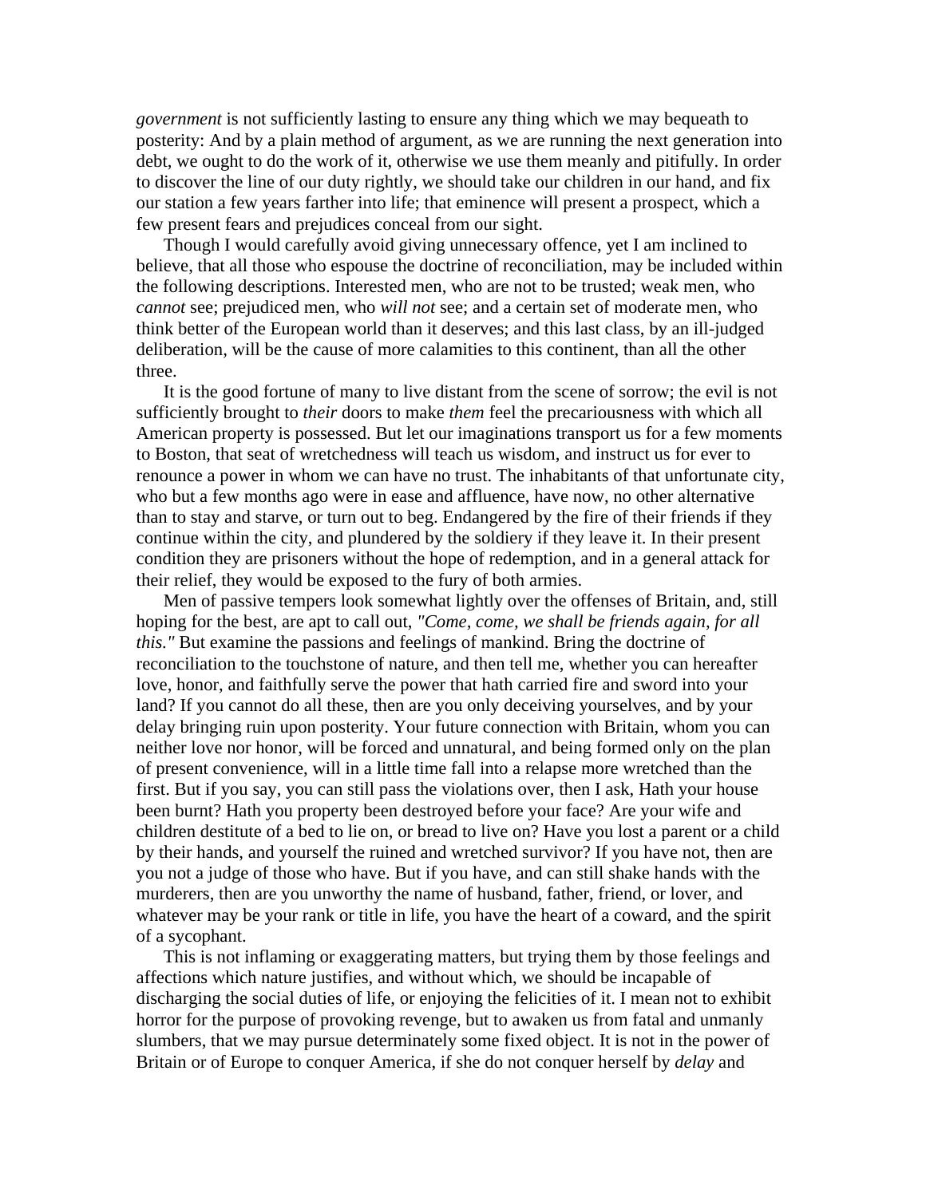*government* is not sufficiently lasting to ensure any thing which we may bequeath to posterity: And by a plain method of argument, as we are running the next generation into debt, we ought to do the work of it, otherwise we use them meanly and pitifully. In order to discover the line of our duty rightly, we should take our children in our hand, and fix our station a few years farther into life; that eminence will present a prospect, which a few present fears and prejudices conceal from our sight.

Though I would carefully avoid giving unnecessary offence, yet I am inclined to believe, that all those who espouse the doctrine of reconciliation, may be included within the following descriptions. Interested men, who are not to be trusted; weak men, who *cannot* see; prejudiced men, who *will not* see; and a certain set of moderate men, who think better of the European world than it deserves; and this last class, by an ill-judged deliberation, will be the cause of more calamities to this continent, than all the other three.

It is the good fortune of many to live distant from the scene of sorrow; the evil is not sufficiently brought to *their* doors to make *them* feel the precariousness with which all American property is possessed. But let our imaginations transport us for a few moments to Boston, that seat of wretchedness will teach us wisdom, and instruct us for ever to renounce a power in whom we can have no trust. The inhabitants of that unfortunate city, who but a few months ago were in ease and affluence, have now, no other alternative than to stay and starve, or turn out to beg. Endangered by the fire of their friends if they continue within the city, and plundered by the soldiery if they leave it. In their present condition they are prisoners without the hope of redemption, and in a general attack for their relief, they would be exposed to the fury of both armies.

Men of passive tempers look somewhat lightly over the offenses of Britain, and, still hoping for the best, are apt to call out, *"Come, come, we shall be friends again, for all this."* But examine the passions and feelings of mankind. Bring the doctrine of reconciliation to the touchstone of nature, and then tell me, whether you can hereafter love, honor, and faithfully serve the power that hath carried fire and sword into your land? If you cannot do all these, then are you only deceiving yourselves, and by your delay bringing ruin upon posterity. Your future connection with Britain, whom you can neither love nor honor, will be forced and unnatural, and being formed only on the plan of present convenience, will in a little time fall into a relapse more wretched than the first. But if you say, you can still pass the violations over, then I ask, Hath your house been burnt? Hath you property been destroyed before your face? Are your wife and children destitute of a bed to lie on, or bread to live on? Have you lost a parent or a child by their hands, and yourself the ruined and wretched survivor? If you have not, then are you not a judge of those who have. But if you have, and can still shake hands with the murderers, then are you unworthy the name of husband, father, friend, or lover, and whatever may be your rank or title in life, you have the heart of a coward, and the spirit of a sycophant.

This is not inflaming or exaggerating matters, but trying them by those feelings and affections which nature justifies, and without which, we should be incapable of discharging the social duties of life, or enjoying the felicities of it. I mean not to exhibit horror for the purpose of provoking revenge, but to awaken us from fatal and unmanly slumbers, that we may pursue determinately some fixed object. It is not in the power of Britain or of Europe to conquer America, if she do not conquer herself by *delay* and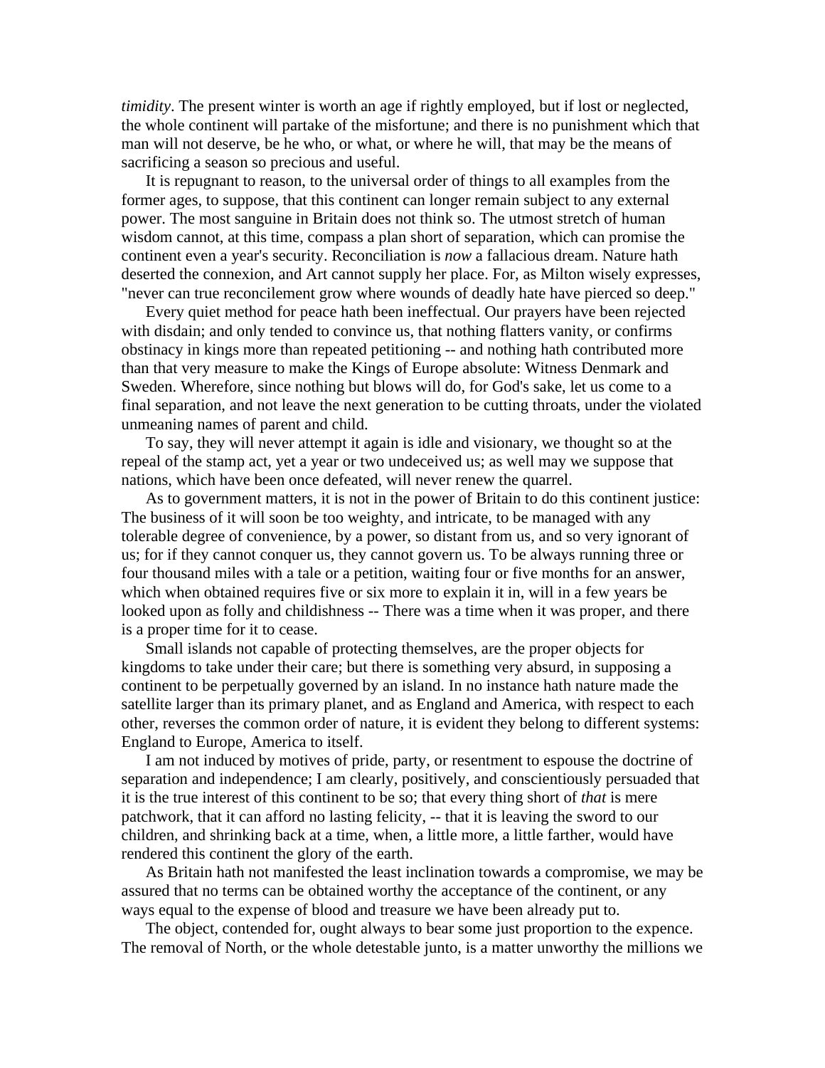*timidity*. The present winter is worth an age if rightly employed, but if lost or neglected, the whole continent will partake of the misfortune; and there is no punishment which that man will not deserve, be he who, or what, or where he will, that may be the means of sacrificing a season so precious and useful.

It is repugnant to reason, to the universal order of things to all examples from the former ages, to suppose, that this continent can longer remain subject to any external power. The most sanguine in Britain does not think so. The utmost stretch of human wisdom cannot, at this time, compass a plan short of separation, which can promise the continent even a year's security. Reconciliation is *now* a fallacious dream. Nature hath deserted the connexion, and Art cannot supply her place. For, as Milton wisely expresses, "never can true reconcilement grow where wounds of deadly hate have pierced so deep."

Every quiet method for peace hath been ineffectual. Our prayers have been rejected with disdain; and only tended to convince us, that nothing flatters vanity, or confirms obstinacy in kings more than repeated petitioning -- and nothing hath contributed more than that very measure to make the Kings of Europe absolute: Witness Denmark and Sweden. Wherefore, since nothing but blows will do, for God's sake, let us come to a final separation, and not leave the next generation to be cutting throats, under the violated unmeaning names of parent and child.

To say, they will never attempt it again is idle and visionary, we thought so at the repeal of the stamp act, yet a year or two undeceived us; as well may we suppose that nations, which have been once defeated, will never renew the quarrel.

As to government matters, it is not in the power of Britain to do this continent justice: The business of it will soon be too weighty, and intricate, to be managed with any tolerable degree of convenience, by a power, so distant from us, and so very ignorant of us; for if they cannot conquer us, they cannot govern us. To be always running three or four thousand miles with a tale or a petition, waiting four or five months for an answer, which when obtained requires five or six more to explain it in, will in a few years be looked upon as folly and childishness -- There was a time when it was proper, and there is a proper time for it to cease.

Small islands not capable of protecting themselves, are the proper objects for kingdoms to take under their care; but there is something very absurd, in supposing a continent to be perpetually governed by an island. In no instance hath nature made the satellite larger than its primary planet, and as England and America, with respect to each other, reverses the common order of nature, it is evident they belong to different systems: England to Europe, America to itself.

I am not induced by motives of pride, party, or resentment to espouse the doctrine of separation and independence; I am clearly, positively, and conscientiously persuaded that it is the true interest of this continent to be so; that every thing short of *that* is mere patchwork, that it can afford no lasting felicity, -- that it is leaving the sword to our children, and shrinking back at a time, when, a little more, a little farther, would have rendered this continent the glory of the earth.

As Britain hath not manifested the least inclination towards a compromise, we may be assured that no terms can be obtained worthy the acceptance of the continent, or any ways equal to the expense of blood and treasure we have been already put to.

The object, contended for, ought always to bear some just proportion to the expence. The removal of North, or the whole detestable junto, is a matter unworthy the millions we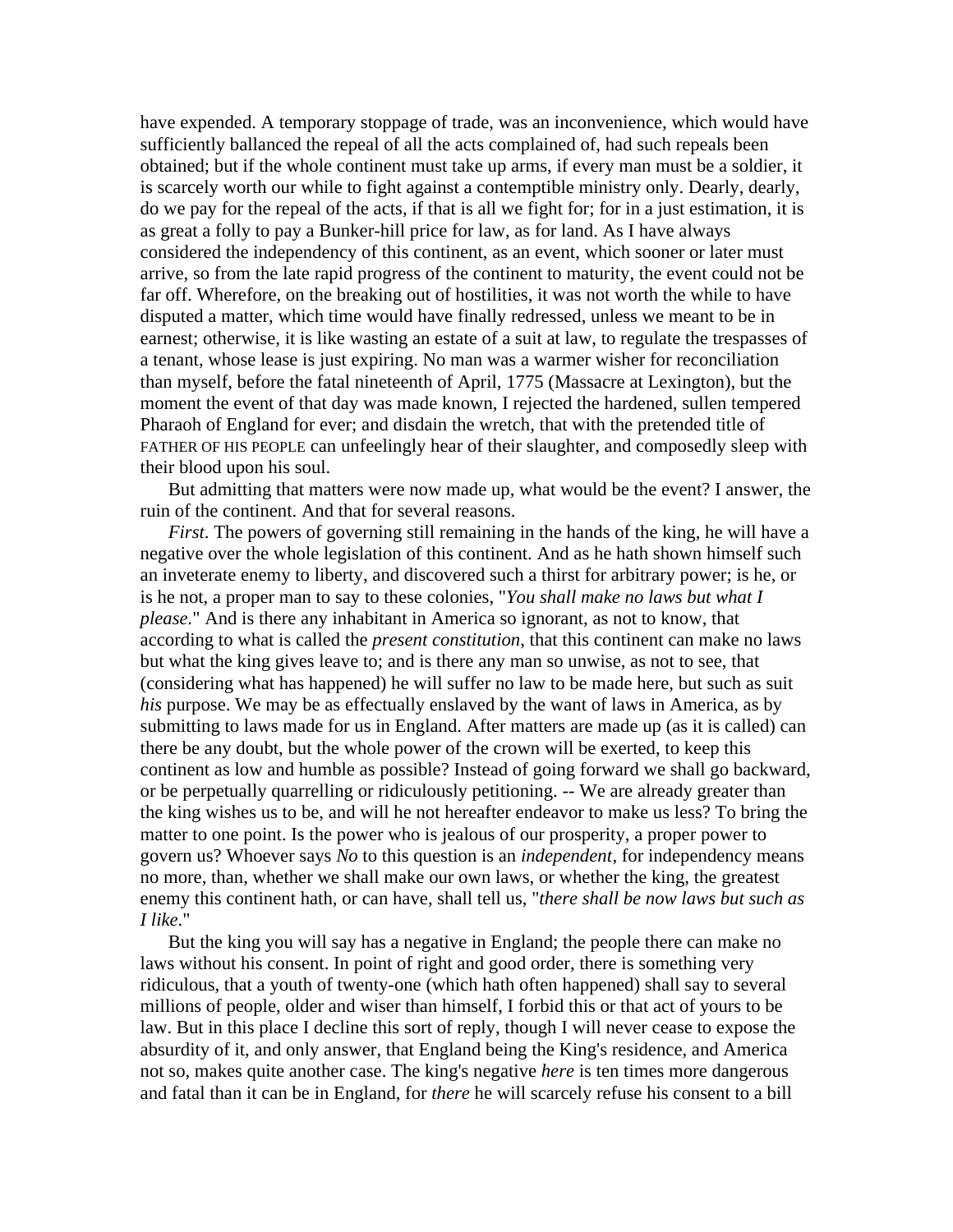have expended. A temporary stoppage of trade, was an inconvenience, which would have sufficiently ballanced the repeal of all the acts complained of, had such repeals been obtained; but if the whole continent must take up arms, if every man must be a soldier, it is scarcely worth our while to fight against a contemptible ministry only. Dearly, dearly, do we pay for the repeal of the acts, if that is all we fight for; for in a just estimation, it is as great a folly to pay a Bunker-hill price for law, as for land. As I have always considered the independency of this continent, as an event, which sooner or later must arrive, so from the late rapid progress of the continent to maturity, the event could not be far off. Wherefore, on the breaking out of hostilities, it was not worth the while to have disputed a matter, which time would have finally redressed, unless we meant to be in earnest; otherwise, it is like wasting an estate of a suit at law, to regulate the trespasses of a tenant, whose lease is just expiring. No man was a warmer wisher for reconciliation than myself, before the fatal nineteenth of April, 1775 (Massacre at Lexington), but the moment the event of that day was made known, I rejected the hardened, sullen tempered Pharaoh of England for ever; and disdain the wretch, that with the pretended title of FATHER OF HIS PEOPLE can unfeelingly hear of their slaughter, and composedly sleep with their blood upon his soul.

But admitting that matters were now made up, what would be the event? I answer, the ruin of the continent. And that for several reasons.

*First*. The powers of governing still remaining in the hands of the king, he will have a negative over the whole legislation of this continent. And as he hath shown himself such an inveterate enemy to liberty, and discovered such a thirst for arbitrary power; is he, or is he not, a proper man to say to these colonies, "*You shall make no laws but what I please.*" And is there any inhabitant in America so ignorant, as not to know, that according to what is called the *present constitution*, that this continent can make no laws but what the king gives leave to; and is there any man so unwise, as not to see, that (considering what has happened) he will suffer no law to be made here, but such as suit *his* purpose. We may be as effectually enslaved by the want of laws in America, as by submitting to laws made for us in England. After matters are made up (as it is called) can there be any doubt, but the whole power of the crown will be exerted, to keep this continent as low and humble as possible? Instead of going forward we shall go backward, or be perpetually quarrelling or ridiculously petitioning. -- We are already greater than the king wishes us to be, and will he not hereafter endeavor to make us less? To bring the matter to one point. Is the power who is jealous of our prosperity, a proper power to govern us? Whoever says *No* to this question is an *independent*, for independency means no more, than, whether we shall make our own laws, or whether the king, the greatest enemy this continent hath, or can have, shall tell us, "*there shall be now laws but such as I like*."

But the king you will say has a negative in England; the people there can make no laws without his consent. In point of right and good order, there is something very ridiculous, that a youth of twenty-one (which hath often happened) shall say to several millions of people, older and wiser than himself, I forbid this or that act of yours to be law. But in this place I decline this sort of reply, though I will never cease to expose the absurdity of it, and only answer, that England being the King's residence, and America not so, makes quite another case. The king's negative *here* is ten times more dangerous and fatal than it can be in England, for *there* he will scarcely refuse his consent to a bill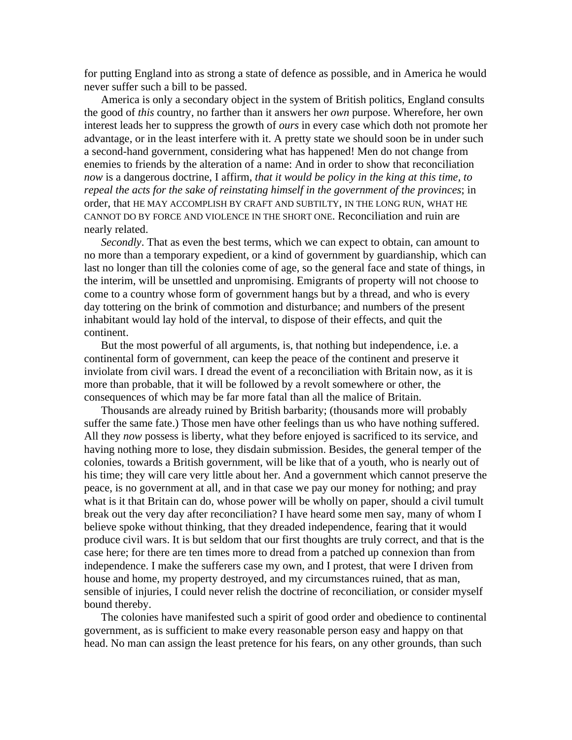for putting England into as strong a state of defence as possible, and in America he would never suffer such a bill to be passed.

America is only a secondary object in the system of British politics, England consults the good of *this* country, no farther than it answers her *own* purpose. Wherefore, her own interest leads her to suppress the growth of *ours* in every case which doth not promote her advantage, or in the least interfere with it. A pretty state we should soon be in under such a second-hand government, considering what has happened! Men do not change from enemies to friends by the alteration of a name: And in order to show that reconciliation *now* is a dangerous doctrine, I affirm, *that it would be policy in the king at this time, to repeal the acts for the sake of reinstating himself in the government of the provinces*; in order, that HE MAY ACCOMPLISH BY CRAFT AND SUBTILTY, IN THE LONG RUN, WHAT HE CANNOT DO BY FORCE AND VIOLENCE IN THE SHORT ONE. Reconciliation and ruin are nearly related.

*Secondly*. That as even the best terms, which we can expect to obtain, can amount to no more than a temporary expedient, or a kind of government by guardianship, which can last no longer than till the colonies come of age, so the general face and state of things, in the interim, will be unsettled and unpromising. Emigrants of property will not choose to come to a country whose form of government hangs but by a thread, and who is every day tottering on the brink of commotion and disturbance; and numbers of the present inhabitant would lay hold of the interval, to dispose of their effects, and quit the continent.

But the most powerful of all arguments, is, that nothing but independence, i.e. a continental form of government, can keep the peace of the continent and preserve it inviolate from civil wars. I dread the event of a reconciliation with Britain now, as it is more than probable, that it will be followed by a revolt somewhere or other, the consequences of which may be far more fatal than all the malice of Britain.

Thousands are already ruined by British barbarity; (thousands more will probably suffer the same fate.) Those men have other feelings than us who have nothing suffered. All they *now* possess is liberty, what they before enjoyed is sacrificed to its service, and having nothing more to lose, they disdain submission. Besides, the general temper of the colonies, towards a British government, will be like that of a youth, who is nearly out of his time; they will care very little about her. And a government which cannot preserve the peace, is no government at all, and in that case we pay our money for nothing; and pray what is it that Britain can do, whose power will be wholly on paper, should a civil tumult break out the very day after reconciliation? I have heard some men say, many of whom I believe spoke without thinking, that they dreaded independence, fearing that it would produce civil wars. It is but seldom that our first thoughts are truly correct, and that is the case here; for there are ten times more to dread from a patched up connexion than from independence. I make the sufferers case my own, and I protest, that were I driven from house and home, my property destroyed, and my circumstances ruined, that as man, sensible of injuries, I could never relish the doctrine of reconciliation, or consider myself bound thereby.

The colonies have manifested such a spirit of good order and obedience to continental government, as is sufficient to make every reasonable person easy and happy on that head. No man can assign the least pretence for his fears, on any other grounds, than such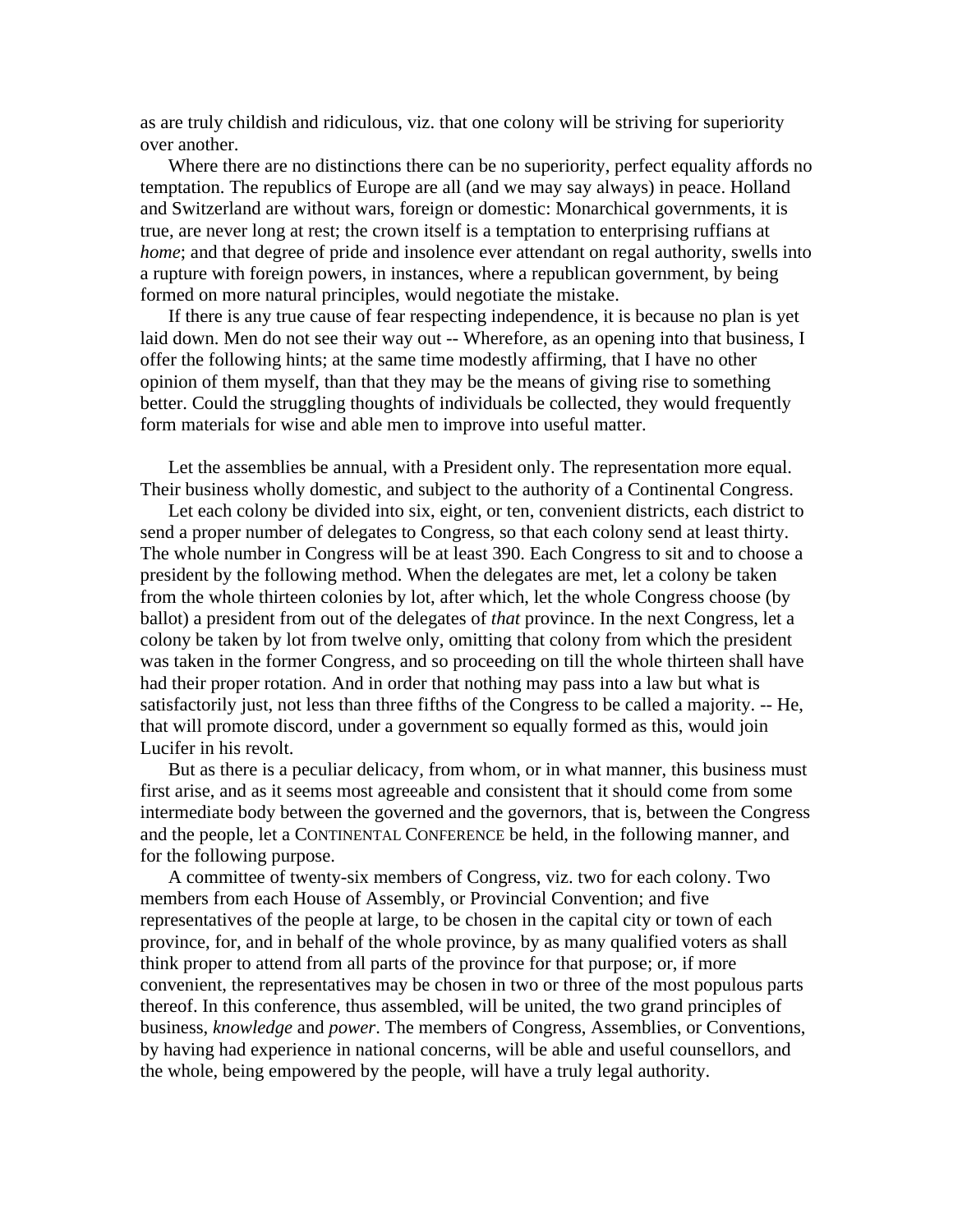as are truly childish and ridiculous, viz. that one colony will be striving for superiority over another.

Where there are no distinctions there can be no superiority, perfect equality affords no temptation. The republics of Europe are all (and we may say always) in peace. Holland and Switzerland are without wars, foreign or domestic: Monarchical governments, it is true, are never long at rest; the crown itself is a temptation to enterprising ruffians at *home*; and that degree of pride and insolence ever attendant on regal authority, swells into a rupture with foreign powers, in instances, where a republican government, by being formed on more natural principles, would negotiate the mistake.

If there is any true cause of fear respecting independence, it is because no plan is yet laid down. Men do not see their way out -- Wherefore, as an opening into that business, I offer the following hints; at the same time modestly affirming, that I have no other opinion of them myself, than that they may be the means of giving rise to something better. Could the struggling thoughts of individuals be collected, they would frequently form materials for wise and able men to improve into useful matter.

Let the assemblies be annual, with a President only. The representation more equal. Their business wholly domestic, and subject to the authority of a Continental Congress.

Let each colony be divided into six, eight, or ten, convenient districts, each district to send a proper number of delegates to Congress, so that each colony send at least thirty. The whole number in Congress will be at least 390. Each Congress to sit and to choose a president by the following method. When the delegates are met, let a colony be taken from the whole thirteen colonies by lot, after which, let the whole Congress choose (by ballot) a president from out of the delegates of *that* province. In the next Congress, let a colony be taken by lot from twelve only, omitting that colony from which the president was taken in the former Congress, and so proceeding on till the whole thirteen shall have had their proper rotation. And in order that nothing may pass into a law but what is satisfactorily just, not less than three fifths of the Congress to be called a majority. -- He, that will promote discord, under a government so equally formed as this, would join Lucifer in his revolt.

But as there is a peculiar delicacy, from whom, or in what manner, this business must first arise, and as it seems most agreeable and consistent that it should come from some intermediate body between the governed and the governors, that is, between the Congress and the people, let a CONTINENTAL CONFERENCE be held, in the following manner, and for the following purpose.

A committee of twenty-six members of Congress, viz. two for each colony. Two members from each House of Assembly, or Provincial Convention; and five representatives of the people at large, to be chosen in the capital city or town of each province, for, and in behalf of the whole province, by as many qualified voters as shall think proper to attend from all parts of the province for that purpose; or, if more convenient, the representatives may be chosen in two or three of the most populous parts thereof. In this conference, thus assembled, will be united, the two grand principles of business, *knowledge* and *power*. The members of Congress, Assemblies, or Conventions, by having had experience in national concerns, will be able and useful counsellors, and the whole, being empowered by the people, will have a truly legal authority.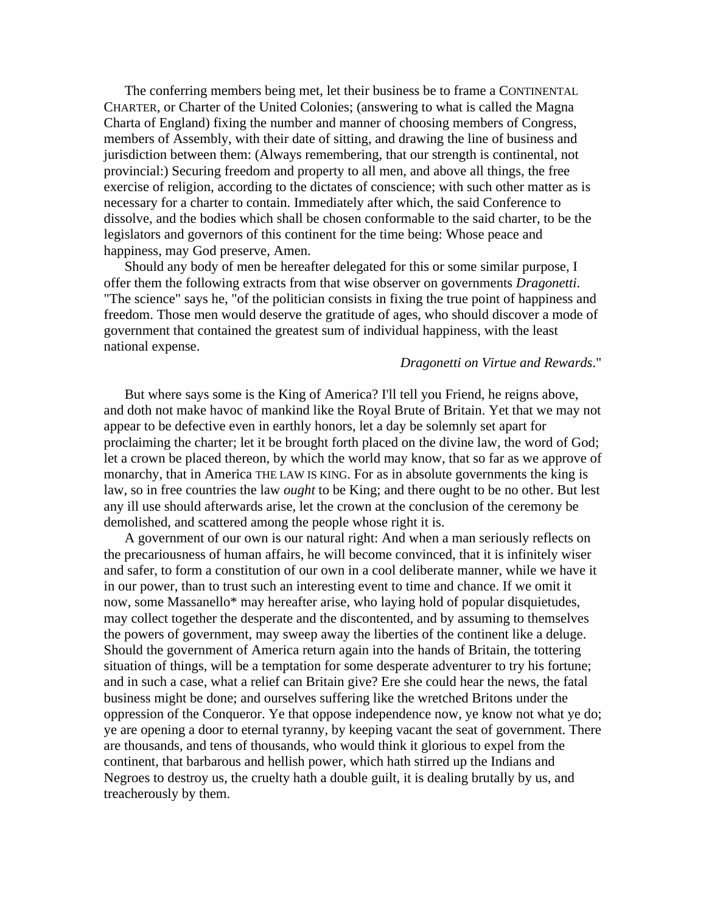The conferring members being met, let their business be to frame a CONTINENTAL CHARTER, or Charter of the United Colonies; (answering to what is called the Magna Charta of England) fixing the number and manner of choosing members of Congress, members of Assembly, with their date of sitting, and drawing the line of business and jurisdiction between them: (Always remembering, that our strength is continental, not provincial:) Securing freedom and property to all men, and above all things, the free exercise of religion, according to the dictates of conscience; with such other matter as is necessary for a charter to contain. Immediately after which, the said Conference to dissolve, and the bodies which shall be chosen conformable to the said charter, to be the legislators and governors of this continent for the time being: Whose peace and happiness, may God preserve, Amen.

Should any body of men be hereafter delegated for this or some similar purpose, I offer them the following extracts from that wise observer on governments *Dragonetti*. "The science" says he, "of the politician consists in fixing the true point of happiness and freedom. Those men would deserve the gratitude of ages, who should discover a mode of government that contained the greatest sum of individual happiness, with the least national expense.

*Dragonetti on Virtue and Rewards*."

But where says some is the King of America? I'll tell you Friend, he reigns above, and doth not make havoc of mankind like the Royal Brute of Britain. Yet that we may not appear to be defective even in earthly honors, let a day be solemnly set apart for proclaiming the charter; let it be brought forth placed on the divine law, the word of God; let a crown be placed thereon, by which the world may know, that so far as we approve of monarchy, that in America THE LAW IS KING. For as in absolute governments the king is law, so in free countries the law *ought* to be King; and there ought to be no other. But lest any ill use should afterwards arise, let the crown at the conclusion of the ceremony be demolished, and scattered among the people whose right it is.

A government of our own is our natural right: And when a man seriously reflects on the precariousness of human affairs, he will become convinced, that it is infinitely wiser and safer, to form a constitution of our own in a cool deliberate manner, while we have it in our power, than to trust such an interesting event to time and chance. If we omit it now, some Massanello* may hereafter arise, who laying hold of popular disquietudes, may collect together the desperate and the discontented, and by assuming to themselves the powers of government, may sweep away the liberties of the continent like a deluge. Should the government of America return again into the hands of Britain, the tottering situation of things, will be a temptation for some desperate adventurer to try his fortune; and in such a case, what a relief can Britain give? Ere she could hear the news, the fatal business might be done; and ourselves suffering like the wretched Britons under the oppression of the Conqueror. Ye that oppose independence now, ye know not what ye do; ye are opening a door to eternal tyranny, by keeping vacant the seat of government. There are thousands, and tens of thousands, who would think it glorious to expel from the continent, that barbarous and hellish power, which hath stirred up the Indians and Negroes to destroy us, the cruelty hath a double guilt, it is dealing brutally by us, and treacherously by them.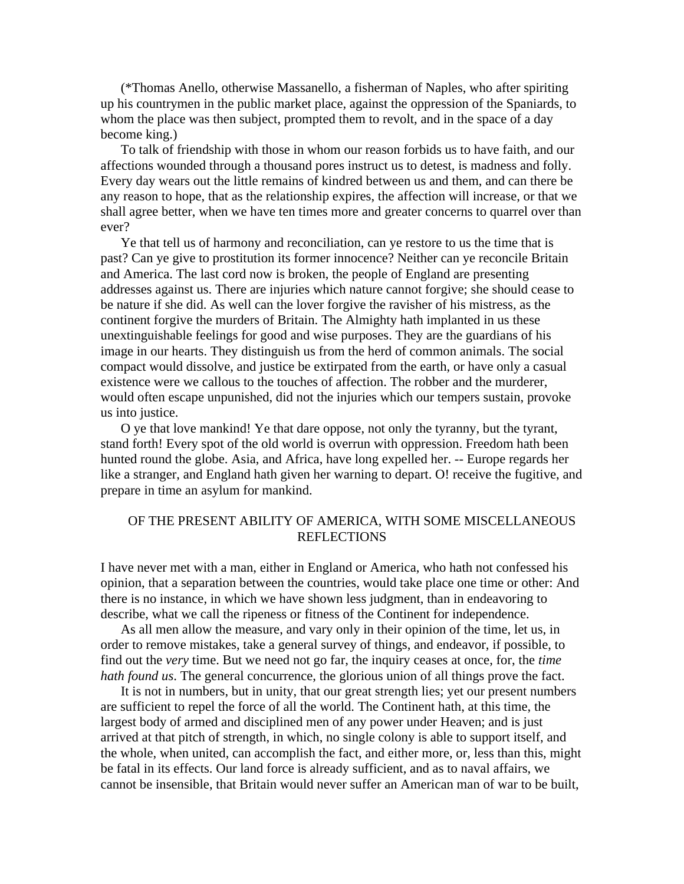(*Thomas Anello, otherwise Massanello, a fisherman of Naples, who after spiriting up his countrymen in the public market place, against the oppression of the Spaniards, to whom the place was then subject, prompted them to revolt, and in the space of a day become king.)

To talk of friendship with those in whom our reason forbids us to have faith, and our affections wounded through a thousand pores instruct us to detest, is madness and folly. Every day wears out the little remains of kindred between us and them, and can there be any reason to hope, that as the relationship expires, the affection will increase, or that we shall agree better, when we have ten times more and greater concerns to quarrel over than ever?

Ye that tell us of harmony and reconciliation, can ye restore to us the time that is past? Can ye give to prostitution its former innocence? Neither can ye reconcile Britain and America. The last cord now is broken, the people of England are presenting addresses against us. There are injuries which nature cannot forgive; she should cease to be nature if she did. As well can the lover forgive the ravisher of his mistress, as the continent forgive the murders of Britain. The Almighty hath implanted in us these unextinguishable feelings for good and wise purposes. They are the guardians of his image in our hearts. They distinguish us from the herd of common animals. The social compact would dissolve, and justice be extirpated from the earth, or have only a casual existence were we callous to the touches of affection. The robber and the murderer, would often escape unpunished, did not the injuries which our tempers sustain, provoke us into justice.

O ye that love mankind! Ye that dare oppose, not only the tyranny, but the tyrant, stand forth! Every spot of the old world is overrun with oppression. Freedom hath been hunted round the globe. Asia, and Africa, have long expelled her. -- Europe regards her like a stranger, and England hath given her warning to depart. O! receive the fugitive, and prepare in time an asylum for mankind.

## OF THE PRESENT ABILITY OF AMERICA, WITH SOME MISCELLANEOUS REFLECTIONS

I have never met with a man, either in England or America, who hath not confessed his opinion, that a separation between the countries, would take place one time or other: And there is no instance, in which we have shown less judgment, than in endeavoring to describe, what we call the ripeness or fitness of the Continent for independence.

As all men allow the measure, and vary only in their opinion of the time, let us, in order to remove mistakes, take a general survey of things, and endeavor, if possible, to find out the *very* time. But we need not go far, the inquiry ceases at once, for, the *time hath found us*. The general concurrence, the glorious union of all things prove the fact.

It is not in numbers, but in unity, that our great strength lies; yet our present numbers are sufficient to repel the force of all the world. The Continent hath, at this time, the largest body of armed and disciplined men of any power under Heaven; and is just arrived at that pitch of strength, in which, no single colony is able to support itself, and the whole, when united, can accomplish the fact, and either more, or, less than this, might be fatal in its effects. Our land force is already sufficient, and as to naval affairs, we cannot be insensible, that Britain would never suffer an American man of war to be built,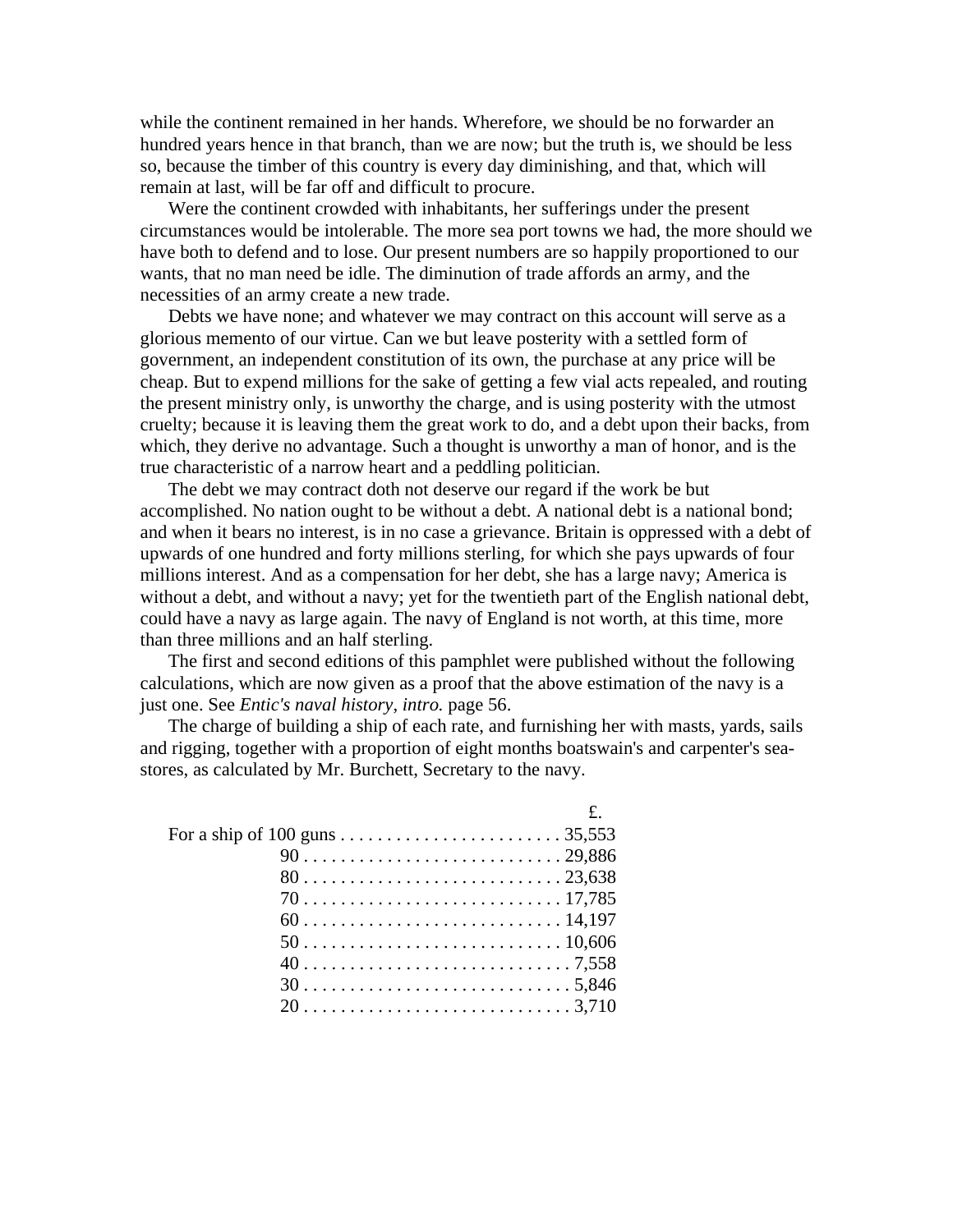while the continent remained in her hands. Wherefore, we should be no forwarder an hundred years hence in that branch, than we are now; but the truth is, we should be less so, because the timber of this country is every day diminishing, and that, which will remain at last, will be far off and difficult to procure.

Were the continent crowded with inhabitants, her sufferings under the present circumstances would be intolerable. The more sea port towns we had, the more should we have both to defend and to lose. Our present numbers are so happily proportioned to our wants, that no man need be idle. The diminution of trade affords an army, and the necessities of an army create a new trade.

Debts we have none; and whatever we may contract on this account will serve as a glorious memento of our virtue. Can we but leave posterity with a settled form of government, an independent constitution of its own, the purchase at any price will be cheap. But to expend millions for the sake of getting a few vial acts repealed, and routing the present ministry only, is unworthy the charge, and is using posterity with the utmost cruelty; because it is leaving them the great work to do, and a debt upon their backs, from which, they derive no advantage. Such a thought is unworthy a man of honor, and is the true characteristic of a narrow heart and a peddling politician.

The debt we may contract doth not deserve our regard if the work be but accomplished. No nation ought to be without a debt. A national debt is a national bond; and when it bears no interest, is in no case a grievance. Britain is oppressed with a debt of upwards of one hundred and forty millions sterling, for which she pays upwards of four millions interest. And as a compensation for her debt, she has a large navy; America is without a debt, and without a navy; yet for the twentieth part of the English national debt, could have a navy as large again. The navy of England is not worth, at this time, more than three millions and an half sterling.

The first and second editions of this pamphlet were published without the following calculations, which are now given as a proof that the above estimation of the navy is a just one. See *Entic's naval history, intro.* page 56.

The charge of building a ship of each rate, and furnishing her with masts, yards, sails and rigging, together with a proportion of eight months boatswain's and carpenter's sea-stores, as calculated by Mr. Burchett, Secretary to the navy.

| | £. |
|---|---|
| For a ship of 100 guns | 35,553 |
| 90 | 29,886 |
| 80 | 23,638 |
| 70 | 17,785 |
| 60 | 14,197 |
| 50 | 10,606 |
| 40 | 7,558 |
| 30 | 5,846 |
| 20 | 3,710 |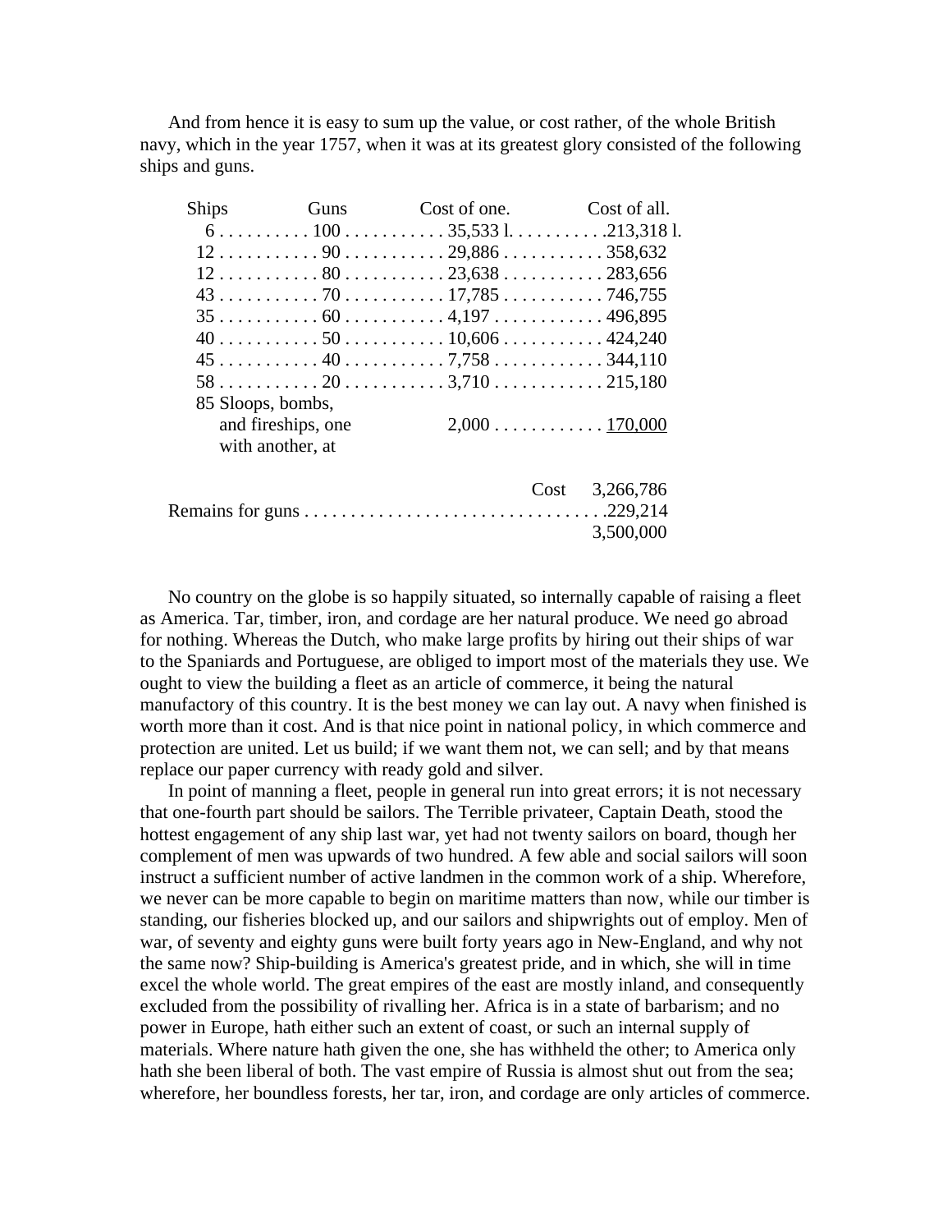And from hence it is easy to sum up the value, or cost rather, of the whole British navy, which in the year 1757, when it was at its greatest glory consisted of the following ships and guns.

| Ships | Guns | Cost of one. | Cost of all. |
|---|---|---|---|
| 6 | 100 | 35,533 l. | 213,318 l. |
| 12 | 90 | 29,886 | 358,632 |
| 12 | 80 | 23,638 | 283,656 |
| 43 | 70 | 17,785 | 746,755 |
| 35 | 60 | 4,197 | 496,895 |
| 40 | 50 | 10,606 | 424,240 |
| 45 | 40 | 7,758 | 344,110 |
| 58 | 20 | 3,710 | 215,180 |
| 85 Sloops, bombs, and fireships, one with another, at | | 2,000 | 170,000 |
| | | Cost | 3,266,786 |
| Remains for guns | | | 229,214 |
| | | | 3,500,000 |

No country on the globe is so happily situated, so internally capable of raising a fleet as America. Tar, timber, iron, and cordage are her natural produce. We need go abroad for nothing. Whereas the Dutch, who make large profits by hiring out their ships of war to the Spaniards and Portuguese, are obliged to import most of the materials they use. We ought to view the building a fleet as an article of commerce, it being the natural manufactory of this country. It is the best money we can lay out. A navy when finished is worth more than it cost. And is that nice point in national policy, in which commerce and protection are united. Let us build; if we want them not, we can sell; and by that means replace our paper currency with ready gold and silver.

In point of manning a fleet, people in general run into great errors; it is not necessary that one-fourth part should be sailors. The Terrible privateer, Captain Death, stood the hottest engagement of any ship last war, yet had not twenty sailors on board, though her complement of men was upwards of two hundred. A few able and social sailors will soon instruct a sufficient number of active landmen in the common work of a ship. Wherefore, we never can be more capable to begin on maritime matters than now, while our timber is standing, our fisheries blocked up, and our sailors and shipwrights out of employ. Men of war, of seventy and eighty guns were built forty years ago in New-England, and why not the same now? Ship-building is America's greatest pride, and in which, she will in time excel the whole world. The great empires of the east are mostly inland, and consequently excluded from the possibility of rivalling her. Africa is in a state of barbarism; and no power in Europe, hath either such an extent of coast, or such an internal supply of materials. Where nature hath given the one, she has withheld the other; to America only hath she been liberal of both. The vast empire of Russia is almost shut out from the sea; wherefore, her boundless forests, her tar, iron, and cordage are only articles of commerce.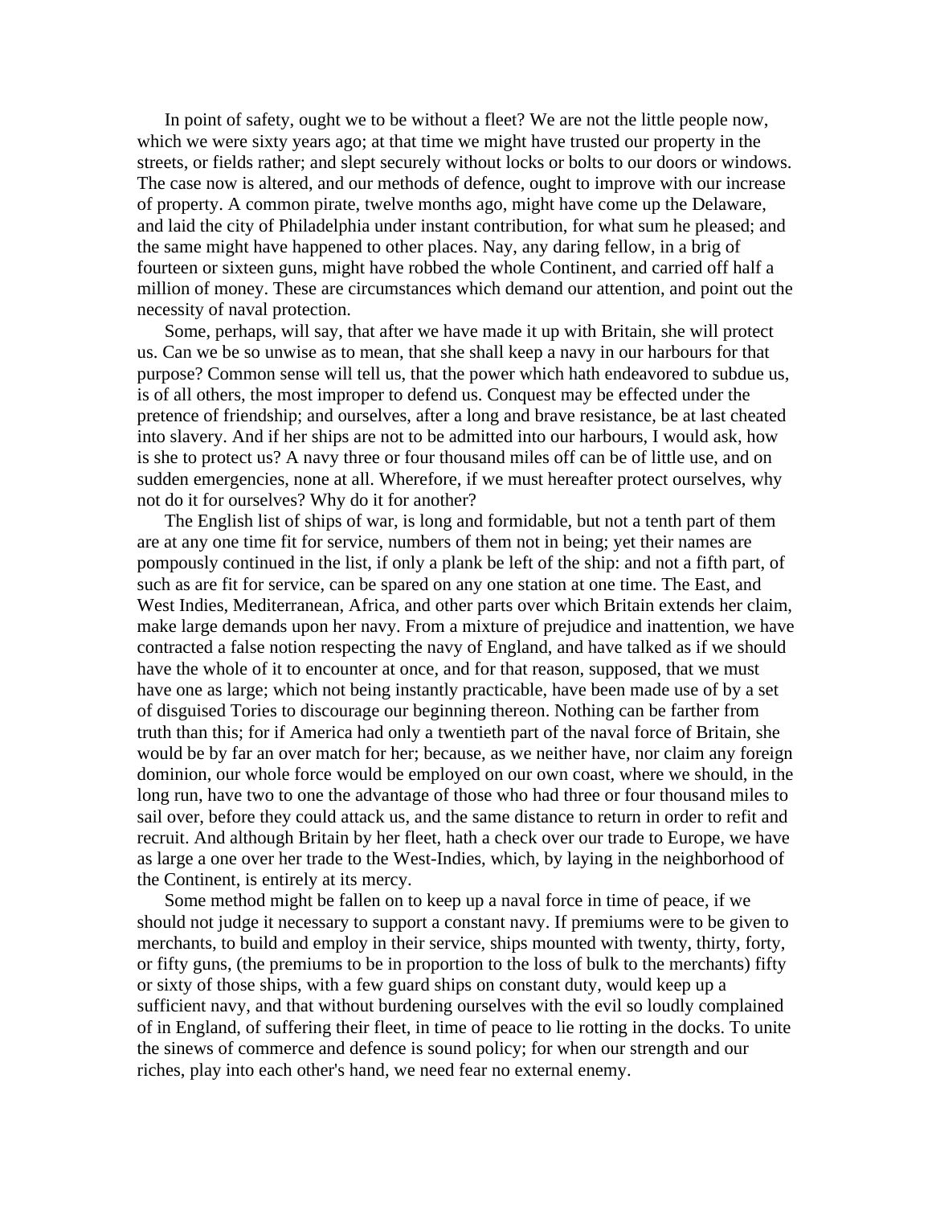In point of safety, ought we to be without a fleet? We are not the little people now, which we were sixty years ago; at that time we might have trusted our property in the streets, or fields rather; and slept securely without locks or bolts to our doors or windows. The case now is altered, and our methods of defence, ought to improve with our increase of property. A common pirate, twelve months ago, might have come up the Delaware, and laid the city of Philadelphia under instant contribution, for what sum he pleased; and the same might have happened to other places. Nay, any daring fellow, in a brig of fourteen or sixteen guns, might have robbed the whole Continent, and carried off half a million of money. These are circumstances which demand our attention, and point out the necessity of naval protection.

Some, perhaps, will say, that after we have made it up with Britain, she will protect us. Can we be so unwise as to mean, that she shall keep a navy in our harbours for that purpose? Common sense will tell us, that the power which hath endeavored to subdue us, is of all others, the most improper to defend us. Conquest may be effected under the pretence of friendship; and ourselves, after a long and brave resistance, be at last cheated into slavery. And if her ships are not to be admitted into our harbours, I would ask, how is she to protect us? A navy three or four thousand miles off can be of little use, and on sudden emergencies, none at all. Wherefore, if we must hereafter protect ourselves, why not do it for ourselves? Why do it for another?

The English list of ships of war, is long and formidable, but not a tenth part of them are at any one time fit for service, numbers of them not in being; yet their names are pompously continued in the list, if only a plank be left of the ship: and not a fifth part, of such as are fit for service, can be spared on any one station at one time. The East, and West Indies, Mediterranean, Africa, and other parts over which Britain extends her claim, make large demands upon her navy. From a mixture of prejudice and inattention, we have contracted a false notion respecting the navy of England, and have talked as if we should have the whole of it to encounter at once, and for that reason, supposed, that we must have one as large; which not being instantly practicable, have been made use of by a set of disguised Tories to discourage our beginning thereon. Nothing can be farther from truth than this; for if America had only a twentieth part of the naval force of Britain, she would be by far an over match for her; because, as we neither have, nor claim any foreign dominion, our whole force would be employed on our own coast, where we should, in the long run, have two to one the advantage of those who had three or four thousand miles to sail over, before they could attack us, and the same distance to return in order to refit and recruit. And although Britain by her fleet, hath a check over our trade to Europe, we have as large a one over her trade to the West-Indies, which, by laying in the neighborhood of the Continent, is entirely at its mercy.

Some method might be fallen on to keep up a naval force in time of peace, if we should not judge it necessary to support a constant navy. If premiums were to be given to merchants, to build and employ in their service, ships mounted with twenty, thirty, forty, or fifty guns, (the premiums to be in proportion to the loss of bulk to the merchants) fifty or sixty of those ships, with a few guard ships on constant duty, would keep up a sufficient navy, and that without burdening ourselves with the evil so loudly complained of in England, of suffering their fleet, in time of peace to lie rotting in the docks. To unite the sinews of commerce and defence is sound policy; for when our strength and our riches, play into each other's hand, we need fear no external enemy.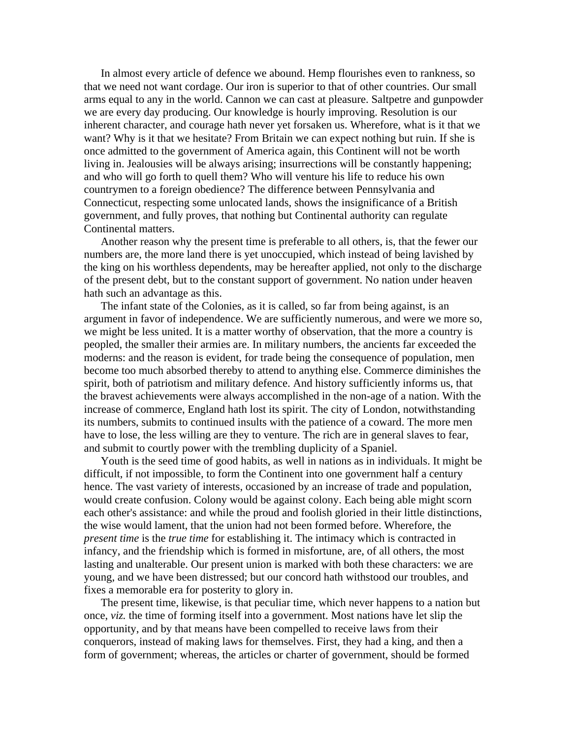In almost every article of defence we abound. Hemp flourishes even to rankness, so that we need not want cordage. Our iron is superior to that of other countries. Our small arms equal to any in the world. Cannon we can cast at pleasure. Saltpetre and gunpowder we are every day producing. Our knowledge is hourly improving. Resolution is our inherent character, and courage hath never yet forsaken us. Wherefore, what is it that we want? Why is it that we hesitate? From Britain we can expect nothing but ruin. If she is once admitted to the government of America again, this Continent will not be worth living in. Jealousies will be always arising; insurrections will be constantly happening; and who will go forth to quell them? Who will venture his life to reduce his own countrymen to a foreign obedience? The difference between Pennsylvania and Connecticut, respecting some unlocated lands, shows the insignificance of a British government, and fully proves, that nothing but Continental authority can regulate Continental matters.

Another reason why the present time is preferable to all others, is, that the fewer our numbers are, the more land there is yet unoccupied, which instead of being lavished by the king on his worthless dependents, may be hereafter applied, not only to the discharge of the present debt, but to the constant support of government. No nation under heaven hath such an advantage as this.

The infant state of the Colonies, as it is called, so far from being against, is an argument in favor of independence. We are sufficiently numerous, and were we more so, we might be less united. It is a matter worthy of observation, that the more a country is peopled, the smaller their armies are. In military numbers, the ancients far exceeded the moderns: and the reason is evident, for trade being the consequence of population, men become too much absorbed thereby to attend to anything else. Commerce diminishes the spirit, both of patriotism and military defence. And history sufficiently informs us, that the bravest achievements were always accomplished in the non-age of a nation. With the increase of commerce, England hath lost its spirit. The city of London, notwithstanding its numbers, submits to continued insults with the patience of a coward. The more men have to lose, the less willing are they to venture. The rich are in general slaves to fear, and submit to courtly power with the trembling duplicity of a Spaniel.

Youth is the seed time of good habits, as well in nations as in individuals. It might be difficult, if not impossible, to form the Continent into one government half a century hence. The vast variety of interests, occasioned by an increase of trade and population, would create confusion. Colony would be against colony. Each being able might scorn each other's assistance: and while the proud and foolish gloried in their little distinctions, the wise would lament, that the union had not been formed before. Wherefore, the *present time* is the *true time* for establishing it. The intimacy which is contracted in infancy, and the friendship which is formed in misfortune, are, of all others, the most lasting and unalterable. Our present union is marked with both these characters: we are young, and we have been distressed; but our concord hath withstood our troubles, and fixes a memorable era for posterity to glory in.

The present time, likewise, is that peculiar time, which never happens to a nation but once, *viz.* the time of forming itself into a government. Most nations have let slip the opportunity, and by that means have been compelled to receive laws from their conquerors, instead of making laws for themselves. First, they had a king, and then a form of government; whereas, the articles or charter of government, should be formed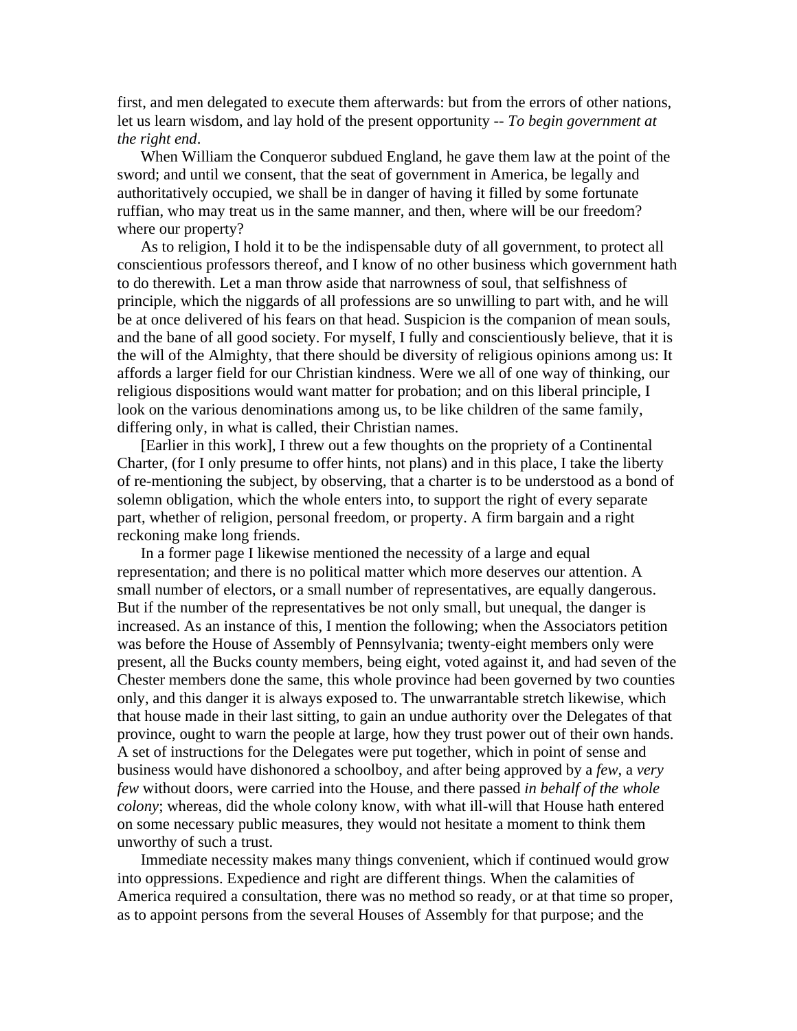first, and men delegated to execute them afterwards: but from the errors of other nations, let us learn wisdom, and lay hold of the present opportunity -- *To begin government at the right end*.

When William the Conqueror subdued England, he gave them law at the point of the sword; and until we consent, that the seat of government in America, be legally and authoritatively occupied, we shall be in danger of having it filled by some fortunate ruffian, who may treat us in the same manner, and then, where will be our freedom? where our property?

As to religion, I hold it to be the indispensable duty of all government, to protect all conscientious professors thereof, and I know of no other business which government hath to do therewith. Let a man throw aside that narrowness of soul, that selfishness of principle, which the niggards of all professions are so unwilling to part with, and he will be at once delivered of his fears on that head. Suspicion is the companion of mean souls, and the bane of all good society. For myself, I fully and conscientiously believe, that it is the will of the Almighty, that there should be diversity of religious opinions among us: It affords a larger field for our Christian kindness. Were we all of one way of thinking, our religious dispositions would want matter for probation; and on this liberal principle, I look on the various denominations among us, to be like children of the same family, differing only, in what is called, their Christian names.

[Earlier in this work], I threw out a few thoughts on the propriety of a Continental Charter, (for I only presume to offer hints, not plans) and in this place, I take the liberty of re-mentioning the subject, by observing, that a charter is to be understood as a bond of solemn obligation, which the whole enters into, to support the right of every separate part, whether of religion, personal freedom, or property. A firm bargain and a right reckoning make long friends.

In a former page I likewise mentioned the necessity of a large and equal representation; and there is no political matter which more deserves our attention. A small number of electors, or a small number of representatives, are equally dangerous. But if the number of the representatives be not only small, but unequal, the danger is increased. As an instance of this, I mention the following; when the Associators petition was before the House of Assembly of Pennsylvania; twenty-eight members only were present, all the Bucks county members, being eight, voted against it, and had seven of the Chester members done the same, this whole province had been governed by two counties only, and this danger it is always exposed to. The unwarrantable stretch likewise, which that house made in their last sitting, to gain an undue authority over the Delegates of that province, ought to warn the people at large, how they trust power out of their own hands. A set of instructions for the Delegates were put together, which in point of sense and business would have dishonored a schoolboy, and after being approved by a *few*, a *very few* without doors, were carried into the House, and there passed *in behalf of the whole colony*; whereas, did the whole colony know, with what ill-will that House hath entered on some necessary public measures, they would not hesitate a moment to think them unworthy of such a trust.

Immediate necessity makes many things convenient, which if continued would grow into oppressions. Expedience and right are different things. When the calamities of America required a consultation, there was no method so ready, or at that time so proper, as to appoint persons from the several Houses of Assembly for that purpose; and the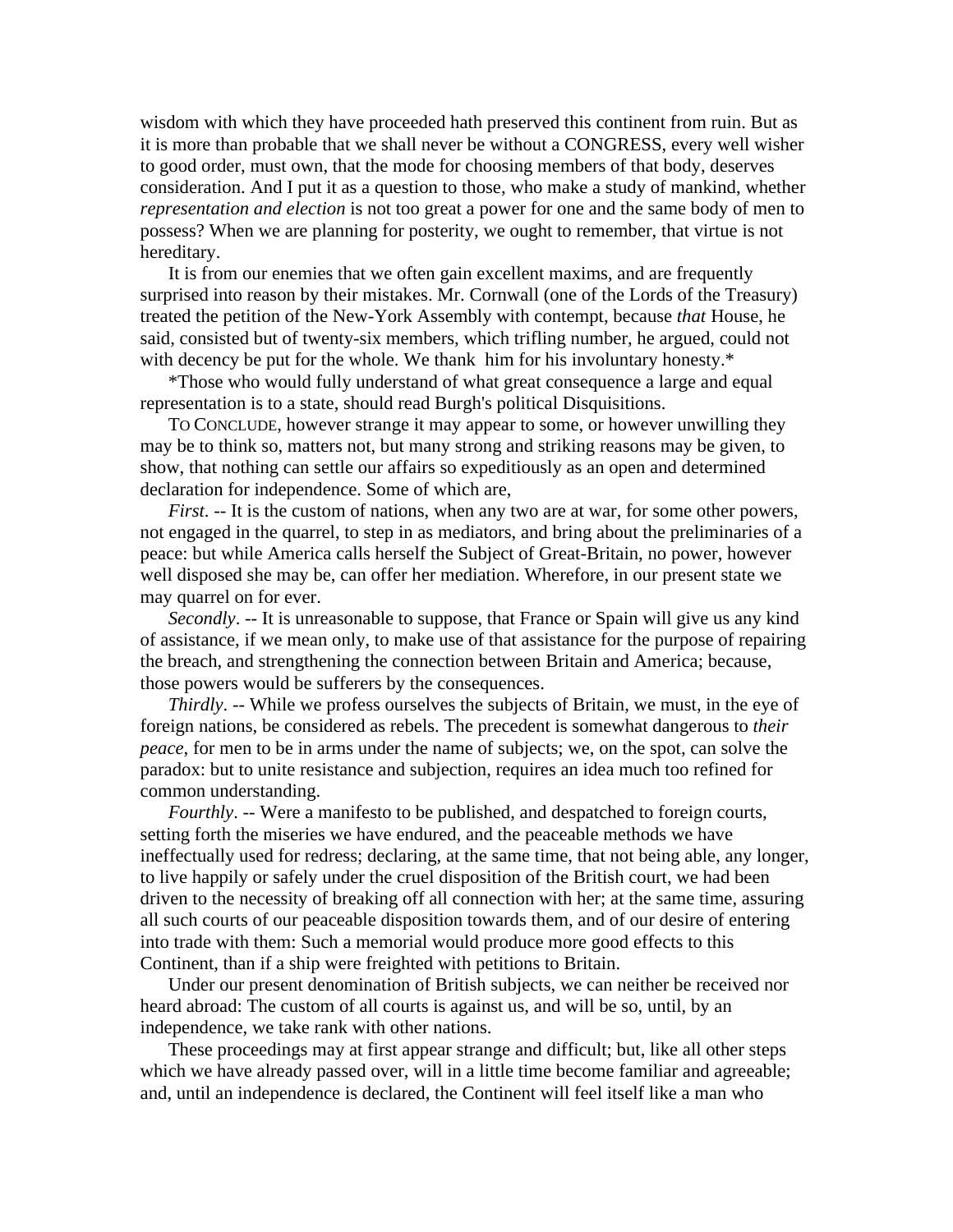wisdom with which they have proceeded hath preserved this continent from ruin. But as it is more than probable that we shall never be without a CONGRESS, every well wisher to good order, must own, that the mode for choosing members of that body, deserves consideration. And I put it as a question to those, who make a study of mankind, whether *representation and election* is not too great a power for one and the same body of men to possess? When we are planning for posterity, we ought to remember, that virtue is not hereditary.

It is from our enemies that we often gain excellent maxims, and are frequently surprised into reason by their mistakes. Mr. Cornwall (one of the Lords of the Treasury) treated the petition of the New-York Assembly with contempt, because *that* House, he said, consisted but of twenty-six members, which trifling number, he argued, could not with decency be put for the whole. We thank him for his involuntary honesty.*

*Those who would fully understand of what great consequence a large and equal representation is to a state, should read Burgh's political Disquisitions.

TO CONCLUDE, however strange it may appear to some, or however unwilling they may be to think so, matters not, but many strong and striking reasons may be given, to show, that nothing can settle our affairs so expeditiously as an open and determined declaration for independence. Some of which are,

*First*. -- It is the custom of nations, when any two are at war, for some other powers, not engaged in the quarrel, to step in as mediators, and bring about the preliminaries of a peace: but while America calls herself the Subject of Great-Britain, no power, however well disposed she may be, can offer her mediation. Wherefore, in our present state we may quarrel on for ever.

*Secondly*. -- It is unreasonable to suppose, that France or Spain will give us any kind of assistance, if we mean only, to make use of that assistance for the purpose of repairing the breach, and strengthening the connection between Britain and America; because, those powers would be sufferers by the consequences.

*Thirdly*. -- While we profess ourselves the subjects of Britain, we must, in the eye of foreign nations, be considered as rebels. The precedent is somewhat dangerous to *their peace*, for men to be in arms under the name of subjects; we, on the spot, can solve the paradox: but to unite resistance and subjection, requires an idea much too refined for common understanding.

*Fourthly*. -- Were a manifesto to be published, and despatched to foreign courts, setting forth the miseries we have endured, and the peaceable methods we have ineffectually used for redress; declaring, at the same time, that not being able, any longer, to live happily or safely under the cruel disposition of the British court, we had been driven to the necessity of breaking off all connection with her; at the same time, assuring all such courts of our peaceable disposition towards them, and of our desire of entering into trade with them: Such a memorial would produce more good effects to this Continent, than if a ship were freighted with petitions to Britain.

Under our present denomination of British subjects, we can neither be received nor heard abroad: The custom of all courts is against us, and will be so, until, by an independence, we take rank with other nations.

These proceedings may at first appear strange and difficult; but, like all other steps which we have already passed over, will in a little time become familiar and agreeable; and, until an independence is declared, the Continent will feel itself like a man who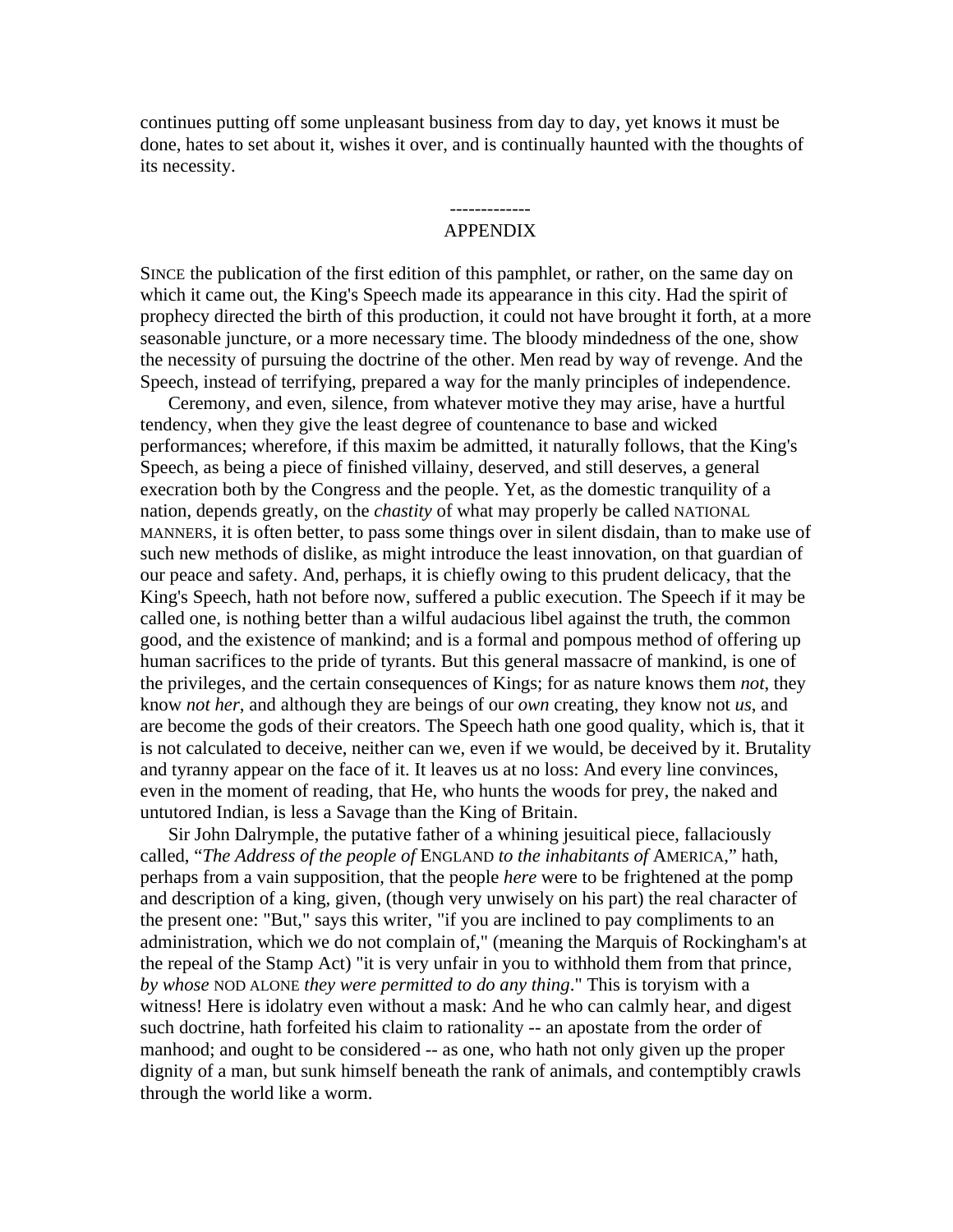continues putting off some unpleasant business from day to day, yet knows it must be done, hates to set about it, wishes it over, and is continually haunted with the thoughts of its necessity.

-------------

## APPENDIX

SINCE the publication of the first edition of this pamphlet, or rather, on the same day on which it came out, the King's Speech made its appearance in this city. Had the spirit of prophecy directed the birth of this production, it could not have brought it forth, at a more seasonable juncture, or a more necessary time. The bloody mindedness of the one, show the necessity of pursuing the doctrine of the other. Men read by way of revenge. And the Speech, instead of terrifying, prepared a way for the manly principles of independence.

Ceremony, and even, silence, from whatever motive they may arise, have a hurtful tendency, when they give the least degree of countenance to base and wicked performances; wherefore, if this maxim be admitted, it naturally follows, that the King's Speech, as being a piece of finished villainy, deserved, and still deserves, a general execration both by the Congress and the people. Yet, as the domestic tranquility of a nation, depends greatly, on the *chastity* of what may properly be called NATIONAL MANNERS, it is often better, to pass some things over in silent disdain, than to make use of such new methods of dislike, as might introduce the least innovation, on that guardian of our peace and safety. And, perhaps, it is chiefly owing to this prudent delicacy, that the King's Speech, hath not before now, suffered a public execution. The Speech if it may be called one, is nothing better than a wilful audacious libel against the truth, the common good, and the existence of mankind; and is a formal and pompous method of offering up human sacrifices to the pride of tyrants. But this general massacre of mankind, is one of the privileges, and the certain consequences of Kings; for as nature knows them *not*, they know *not her*, and although they are beings of our *own* creating, they know not *us*, and are become the gods of their creators. The Speech hath one good quality, which is, that it is not calculated to deceive, neither can we, even if we would, be deceived by it. Brutality and tyranny appear on the face of it. It leaves us at no loss: And every line convinces, even in the moment of reading, that He, who hunts the woods for prey, the naked and untutored Indian, is less a Savage than the King of Britain.

Sir John Dalrymple, the putative father of a whining jesuitical piece, fallaciously called, "*The Address of the people of* ENGLAND *to the inhabitants of* AMERICA," hath, perhaps from a vain supposition, that the people *here* were to be frightened at the pomp and description of a king, given, (though very unwisely on his part) the real character of the present one: "But," says this writer, "if you are inclined to pay compliments to an administration, which we do not complain of," (meaning the Marquis of Rockingham's at the repeal of the Stamp Act) "it is very unfair in you to withhold them from that prince, *by whose* NOD ALONE *they were permitted to do any thing*." This is toryism with a witness! Here is idolatry even without a mask: And he who can calmly hear, and digest such doctrine, hath forfeited his claim to rationality -- an apostate from the order of manhood; and ought to be considered -- as one, who hath not only given up the proper dignity of a man, but sunk himself beneath the rank of animals, and contemptibly crawls through the world like a worm.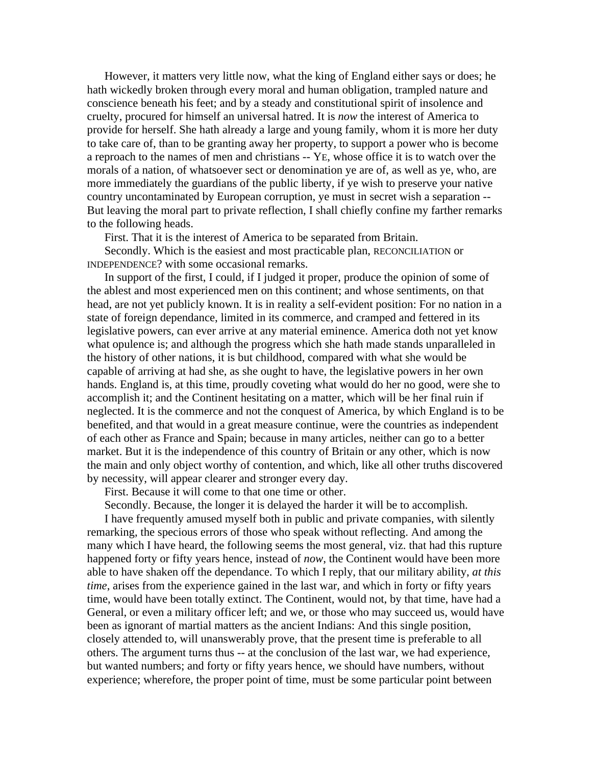However, it matters very little now, what the king of England either says or does; he hath wickedly broken through every moral and human obligation, trampled nature and conscience beneath his feet; and by a steady and constitutional spirit of insolence and cruelty, procured for himself an universal hatred. It is *now* the interest of America to provide for herself. She hath already a large and young family, whom it is more her duty to take care of, than to be granting away her property, to support a power who is become a reproach to the names of men and christians -- YE, whose office it is to watch over the morals of a nation, of whatsoever sect or denomination ye are of, as well as ye, who, are more immediately the guardians of the public liberty, if ye wish to preserve your native country uncontaminated by European corruption, ye must in secret wish a separation -- But leaving the moral part to private reflection, I shall chiefly confine my farther remarks to the following heads.

First. That it is the interest of America to be separated from Britain.

Secondly. Which is the easiest and most practicable plan, RECONCILIATION or INDEPENDENCE? with some occasional remarks.

In support of the first, I could, if I judged it proper, produce the opinion of some of the ablest and most experienced men on this continent; and whose sentiments, on that head, are not yet publicly known. It is in reality a self-evident position: For no nation in a state of foreign dependance, limited in its commerce, and cramped and fettered in its legislative powers, can ever arrive at any material eminence. America doth not yet know what opulence is; and although the progress which she hath made stands unparalleled in the history of other nations, it is but childhood, compared with what she would be capable of arriving at had she, as she ought to have, the legislative powers in her own hands. England is, at this time, proudly coveting what would do her no good, were she to accomplish it; and the Continent hesitating on a matter, which will be her final ruin if neglected. It is the commerce and not the conquest of America, by which England is to be benefited, and that would in a great measure continue, were the countries as independent of each other as France and Spain; because in many articles, neither can go to a better market. But it is the independence of this country of Britain or any other, which is now the main and only object worthy of contention, and which, like all other truths discovered by necessity, will appear clearer and stronger every day.

First. Because it will come to that one time or other.

Secondly. Because, the longer it is delayed the harder it will be to accomplish.

I have frequently amused myself both in public and private companies, with silently remarking, the specious errors of those who speak without reflecting. And among the many which I have heard, the following seems the most general, viz. that had this rupture happened forty or fifty years hence, instead of *now*, the Continent would have been more able to have shaken off the dependance. To which I reply, that our military ability, *at this time*, arises from the experience gained in the last war, and which in forty or fifty years time, would have been totally extinct. The Continent, would not, by that time, have had a General, or even a military officer left; and we, or those who may succeed us, would have been as ignorant of martial matters as the ancient Indians: And this single position, closely attended to, will unanswerably prove, that the present time is preferable to all others. The argument turns thus -- at the conclusion of the last war, we had experience, but wanted numbers; and forty or fifty years hence, we should have numbers, without experience; wherefore, the proper point of time, must be some particular point between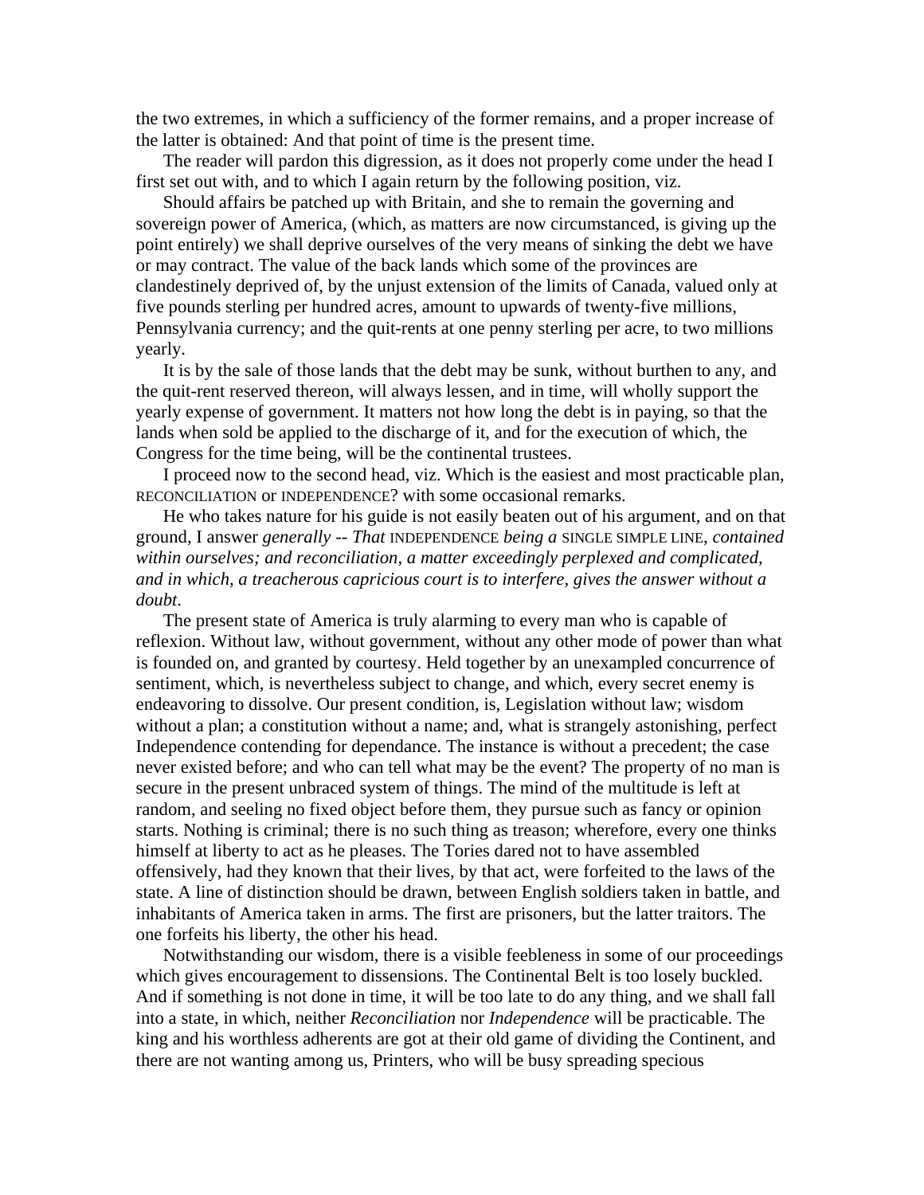the two extremes, in which a sufficiency of the former remains, and a proper increase of the latter is obtained: And that point of time is the present time.

The reader will pardon this digression, as it does not properly come under the head I first set out with, and to which I again return by the following position, viz.

Should affairs be patched up with Britain, and she to remain the governing and sovereign power of America, (which, as matters are now circumstanced, is giving up the point entirely) we shall deprive ourselves of the very means of sinking the debt we have or may contract. The value of the back lands which some of the provinces are clandestinely deprived of, by the unjust extension of the limits of Canada, valued only at five pounds sterling per hundred acres, amount to upwards of twenty-five millions, Pennsylvania currency; and the quit-rents at one penny sterling per acre, to two millions yearly.

It is by the sale of those lands that the debt may be sunk, without burthen to any, and the quit-rent reserved thereon, will always lessen, and in time, will wholly support the yearly expense of government. It matters not how long the debt is in paying, so that the lands when sold be applied to the discharge of it, and for the execution of which, the Congress for the time being, will be the continental trustees.

I proceed now to the second head, viz. Which is the easiest and most practicable plan, RECONCILIATION or INDEPENDENCE? with some occasional remarks.

He who takes nature for his guide is not easily beaten out of his argument, and on that ground, I answer *generally -- That* INDEPENDENCE *being a* SINGLE SIMPLE LINE, *contained within ourselves; and reconciliation, a matter exceedingly perplexed and complicated, and in which, a treacherous capricious court is to interfere, gives the answer without a doubt*.

The present state of America is truly alarming to every man who is capable of reflexion. Without law, without government, without any other mode of power than what is founded on, and granted by courtesy. Held together by an unexampled concurrence of sentiment, which, is nevertheless subject to change, and which, every secret enemy is endeavoring to dissolve. Our present condition, is, Legislation without law; wisdom without a plan; a constitution without a name; and, what is strangely astonishing, perfect Independence contending for dependance. The instance is without a precedent; the case never existed before; and who can tell what may be the event? The property of no man is secure in the present unbraced system of things. The mind of the multitude is left at random, and seeling no fixed object before them, they pursue such as fancy or opinion starts. Nothing is criminal; there is no such thing as treason; wherefore, every one thinks himself at liberty to act as he pleases. The Tories dared not to have assembled offensively, had they known that their lives, by that act, were forfeited to the laws of the state. A line of distinction should be drawn, between English soldiers taken in battle, and inhabitants of America taken in arms. The first are prisoners, but the latter traitors. The one forfeits his liberty, the other his head.

Notwithstanding our wisdom, there is a visible feebleness in some of our proceedings which gives encouragement to dissensions. The Continental Belt is too losely buckled. And if something is not done in time, it will be too late to do any thing, and we shall fall into a state, in which, neither *Reconciliation* nor *Independence* will be practicable. The king and his worthless adherents are got at their old game of dividing the Continent, and there are not wanting among us, Printers, who will be busy spreading specious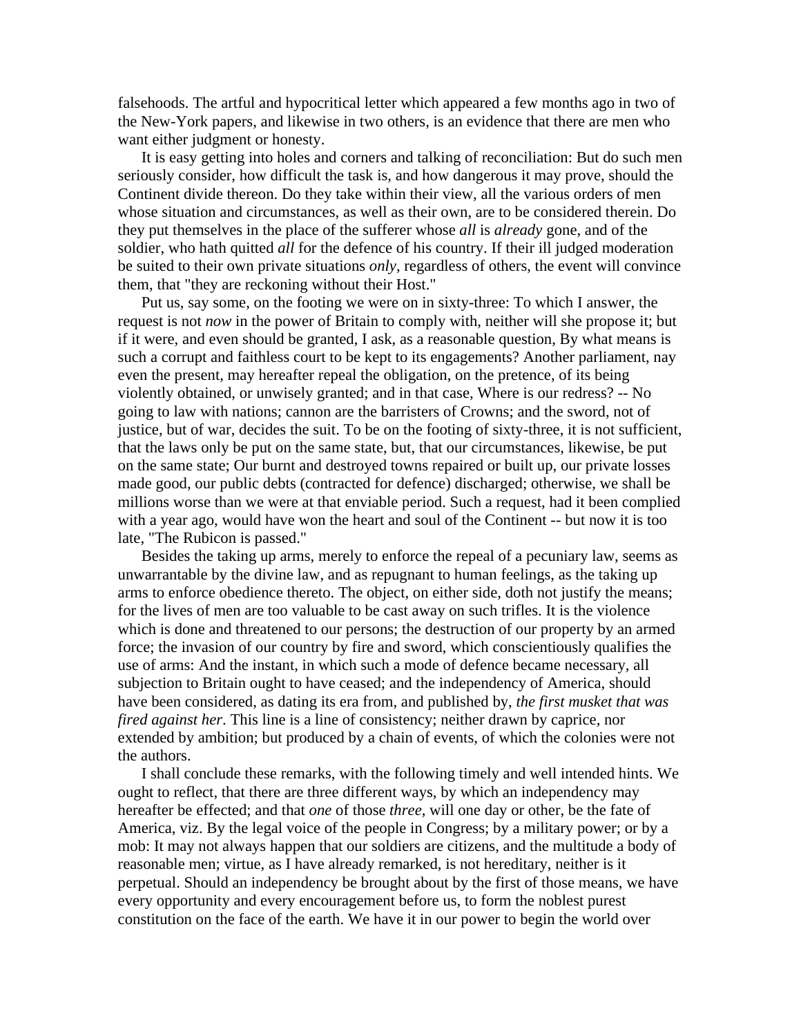falsehoods. The artful and hypocritical letter which appeared a few months ago in two of the New-York papers, and likewise in two others, is an evidence that there are men who want either judgment or honesty.

It is easy getting into holes and corners and talking of reconciliation: But do such men seriously consider, how difficult the task is, and how dangerous it may prove, should the Continent divide thereon. Do they take within their view, all the various orders of men whose situation and circumstances, as well as their own, are to be considered therein. Do they put themselves in the place of the sufferer whose *all* is *already* gone, and of the soldier, who hath quitted *all* for the defence of his country. If their ill judged moderation be suited to their own private situations *only*, regardless of others, the event will convince them, that "they are reckoning without their Host."

Put us, say some, on the footing we were on in sixty-three: To which I answer, the request is not *now* in the power of Britain to comply with, neither will she propose it; but if it were, and even should be granted, I ask, as a reasonable question, By what means is such a corrupt and faithless court to be kept to its engagements? Another parliament, nay even the present, may hereafter repeal the obligation, on the pretence, of its being violently obtained, or unwisely granted; and in that case, Where is our redress? -- No going to law with nations; cannon are the barristers of Crowns; and the sword, not of justice, but of war, decides the suit. To be on the footing of sixty-three, it is not sufficient, that the laws only be put on the same state, but, that our circumstances, likewise, be put on the same state; Our burnt and destroyed towns repaired or built up, our private losses made good, our public debts (contracted for defence) discharged; otherwise, we shall be millions worse than we were at that enviable period. Such a request, had it been complied with a year ago, would have won the heart and soul of the Continent -- but now it is too late, "The Rubicon is passed."

Besides the taking up arms, merely to enforce the repeal of a pecuniary law, seems as unwarrantable by the divine law, and as repugnant to human feelings, as the taking up arms to enforce obedience thereto. The object, on either side, doth not justify the means; for the lives of men are too valuable to be cast away on such trifles. It is the violence which is done and threatened to our persons; the destruction of our property by an armed force; the invasion of our country by fire and sword, which conscientiously qualifies the use of arms: And the instant, in which such a mode of defence became necessary, all subjection to Britain ought to have ceased; and the independency of America, should have been considered, as dating its era from, and published by, *the first musket that was fired against her*. This line is a line of consistency; neither drawn by caprice, nor extended by ambition; but produced by a chain of events, of which the colonies were not the authors.

I shall conclude these remarks, with the following timely and well intended hints. We ought to reflect, that there are three different ways, by which an independency may hereafter be effected; and that *one* of those *three*, will one day or other, be the fate of America, viz. By the legal voice of the people in Congress; by a military power; or by a mob: It may not always happen that our soldiers are citizens, and the multitude a body of reasonable men; virtue, as I have already remarked, is not hereditary, neither is it perpetual. Should an independency be brought about by the first of those means, we have every opportunity and every encouragement before us, to form the noblest purest constitution on the face of the earth. We have it in our power to begin the world over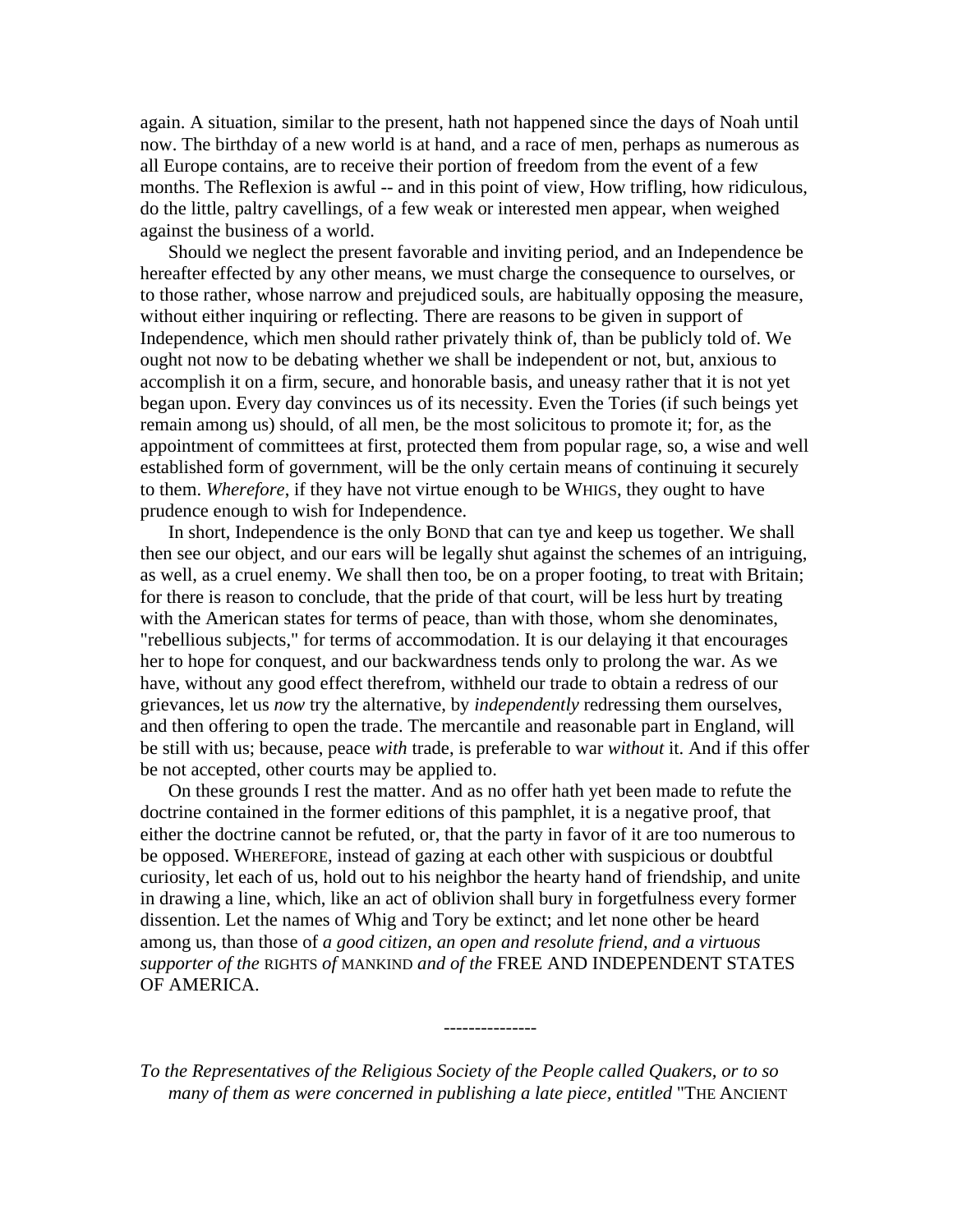again. A situation, similar to the present, hath not happened since the days of Noah until now. The birthday of a new world is at hand, and a race of men, perhaps as numerous as all Europe contains, are to receive their portion of freedom from the event of a few months. The Reflexion is awful -- and in this point of view, How trifling, how ridiculous, do the little, paltry cavellings, of a few weak or interested men appear, when weighed against the business of a world.

Should we neglect the present favorable and inviting period, and an Independence be hereafter effected by any other means, we must charge the consequence to ourselves, or to those rather, whose narrow and prejudiced souls, are habitually opposing the measure, without either inquiring or reflecting. There are reasons to be given in support of Independence, which men should rather privately think of, than be publicly told of. We ought not now to be debating whether we shall be independent or not, but, anxious to accomplish it on a firm, secure, and honorable basis, and uneasy rather that it is not yet began upon. Every day convinces us of its necessity. Even the Tories (if such beings yet remain among us) should, of all men, be the most solicitous to promote it; for, as the appointment of committees at first, protected them from popular rage, so, a wise and well established form of government, will be the only certain means of continuing it securely to them. *Wherefore*, if they have not virtue enough to be WHIGS, they ought to have prudence enough to wish for Independence.

In short, Independence is the only BOND that can tye and keep us together. We shall then see our object, and our ears will be legally shut against the schemes of an intriguing, as well, as a cruel enemy. We shall then too, be on a proper footing, to treat with Britain; for there is reason to conclude, that the pride of that court, will be less hurt by treating with the American states for terms of peace, than with those, whom she denominates, "rebellious subjects," for terms of accommodation. It is our delaying it that encourages her to hope for conquest, and our backwardness tends only to prolong the war. As we have, without any good effect therefrom, withheld our trade to obtain a redress of our grievances, let us *now* try the alternative, by *independently* redressing them ourselves, and then offering to open the trade. The mercantile and reasonable part in England, will be still with us; because, peace *with* trade, is preferable to war *without* it. And if this offer be not accepted, other courts may be applied to.

On these grounds I rest the matter. And as no offer hath yet been made to refute the doctrine contained in the former editions of this pamphlet, it is a negative proof, that either the doctrine cannot be refuted, or, that the party in favor of it are too numerous to be opposed. WHEREFORE, instead of gazing at each other with suspicious or doubtful curiosity, let each of us, hold out to his neighbor the hearty hand of friendship, and unite in drawing a line, which, like an act of oblivion shall bury in forgetfulness every former dissention. Let the names of Whig and Tory be extinct; and let none other be heard among us, than those of *a good citizen, an open and resolute friend, and a virtuous supporter of the* RIGHTS *of* MANKIND *and of the* FREE AND INDEPENDENT STATES OF AMERICA.

---------------

*To the Representatives of the Religious Society of the People called Quakers, or to so many of them as were concerned in publishing a late piece, entitled* "THE ANCIENT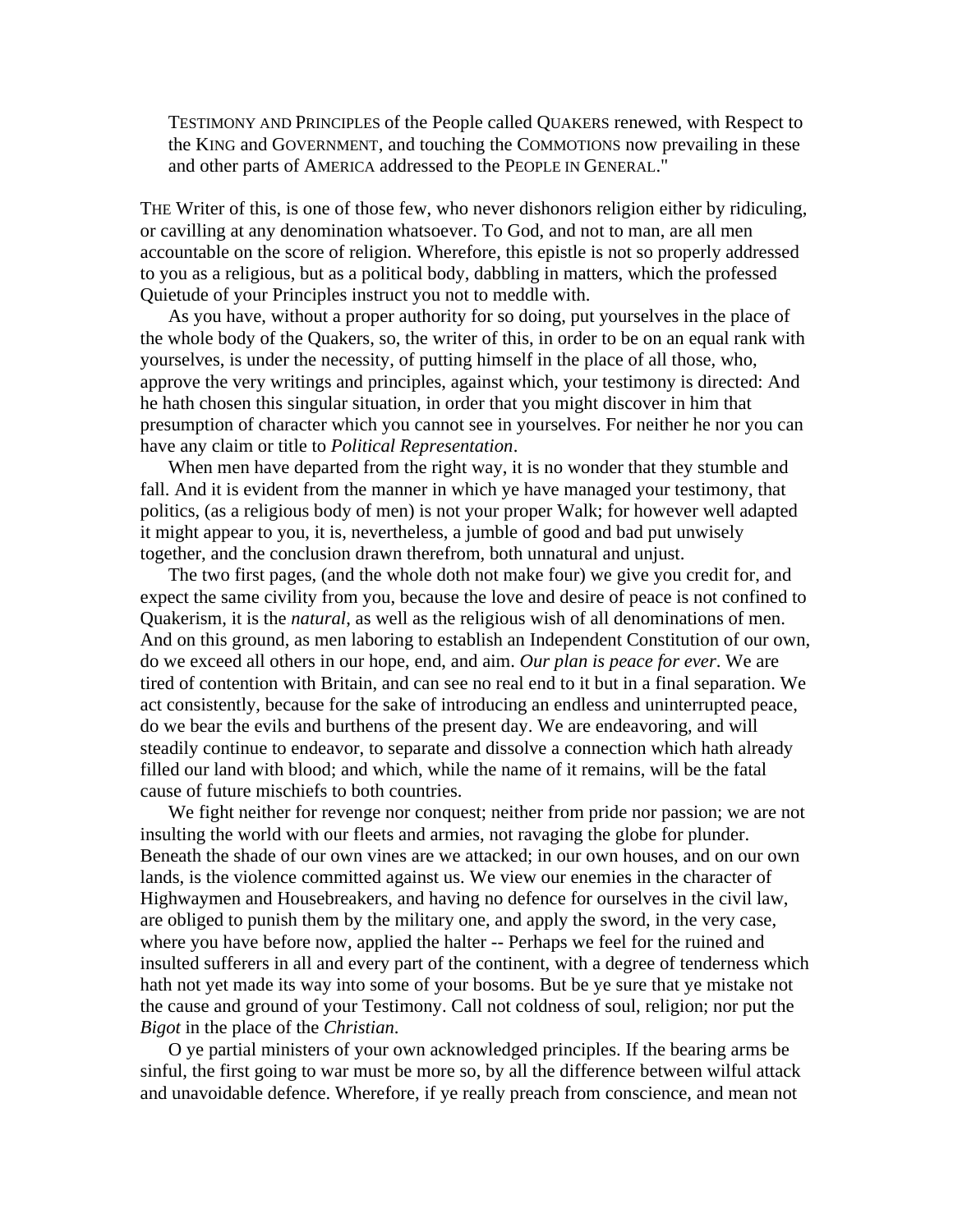TESTIMONY AND PRINCIPLES of the People called QUAKERS renewed, with Respect to the KING and GOVERNMENT, and touching the COMMOTIONS now prevailing in these and other parts of AMERICA addressed to the PEOPLE IN GENERAL."

THE Writer of this, is one of those few, who never dishonors religion either by ridiculing, or cavilling at any denomination whatsoever. To God, and not to man, are all men accountable on the score of religion. Wherefore, this epistle is not so properly addressed to you as a religious, but as a political body, dabbling in matters, which the professed Quietude of your Principles instruct you not to meddle with.

As you have, without a proper authority for so doing, put yourselves in the place of the whole body of the Quakers, so, the writer of this, in order to be on an equal rank with yourselves, is under the necessity, of putting himself in the place of all those, who, approve the very writings and principles, against which, your testimony is directed: And he hath chosen this singular situation, in order that you might discover in him that presumption of character which you cannot see in yourselves. For neither he nor you can have any claim or title to *Political Representation*.

When men have departed from the right way, it is no wonder that they stumble and fall. And it is evident from the manner in which ye have managed your testimony, that politics, (as a religious body of men) is not your proper Walk; for however well adapted it might appear to you, it is, nevertheless, a jumble of good and bad put unwisely together, and the conclusion drawn therefrom, both unnatural and unjust.

The two first pages, (and the whole doth not make four) we give you credit for, and expect the same civility from you, because the love and desire of peace is not confined to Quakerism, it is the *natural*, as well as the religious wish of all denominations of men. And on this ground, as men laboring to establish an Independent Constitution of our own, do we exceed all others in our hope, end, and aim. *Our plan is peace for ever*. We are tired of contention with Britain, and can see no real end to it but in a final separation. We act consistently, because for the sake of introducing an endless and uninterrupted peace, do we bear the evils and burthens of the present day. We are endeavoring, and will steadily continue to endeavor, to separate and dissolve a connection which hath already filled our land with blood; and which, while the name of it remains, will be the fatal cause of future mischiefs to both countries.

We fight neither for revenge nor conquest; neither from pride nor passion; we are not insulting the world with our fleets and armies, not ravaging the globe for plunder. Beneath the shade of our own vines are we attacked; in our own houses, and on our own lands, is the violence committed against us. We view our enemies in the character of Highwaymen and Housebreakers, and having no defence for ourselves in the civil law, are obliged to punish them by the military one, and apply the sword, in the very case, where you have before now, applied the halter -- Perhaps we feel for the ruined and insulted sufferers in all and every part of the continent, with a degree of tenderness which hath not yet made its way into some of your bosoms. But be ye sure that ye mistake not the cause and ground of your Testimony. Call not coldness of soul, religion; nor put the *Bigot* in the place of the *Christian*.

O ye partial ministers of your own acknowledged principles. If the bearing arms be sinful, the first going to war must be more so, by all the difference between wilful attack and unavoidable defence. Wherefore, if ye really preach from conscience, and mean not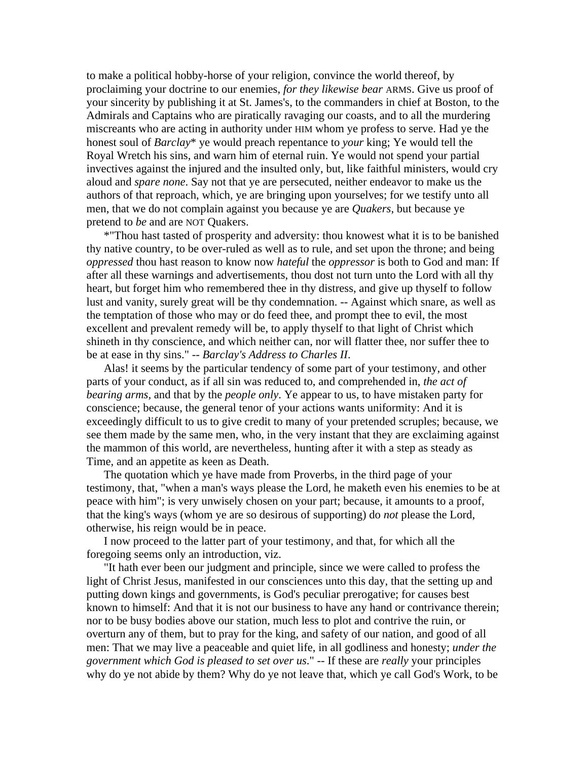to make a political hobby-horse of your religion, convince the world thereof, by proclaiming your doctrine to our enemies, *for they likewise bear* ARMS. Give us proof of your sincerity by publishing it at St. James's, to the commanders in chief at Boston, to the Admirals and Captains who are piratically ravaging our coasts, and to all the murdering miscreants who are acting in authority under HIM whom ye profess to serve. Had ye the honest soul of *Barclay** ye would preach repentance to *your* king; Ye would tell the Royal Wretch his sins, and warn him of eternal ruin. Ye would not spend your partial invectives against the injured and the insulted only, but, like faithful ministers, would cry aloud and *spare none*. Say not that ye are persecuted, neither endeavor to make us the authors of that reproach, which, ye are bringing upon yourselves; for we testify unto all men, that we do not complain against you because ye are *Quakers*, but because ye pretend to *be* and are NOT Quakers.

*"Thou hast tasted of prosperity and adversity: thou knowest what it is to be banished thy native country, to be over-ruled as well as to rule, and set upon the throne; and being *oppressed* thou hast reason to know now *hateful* the *oppressor* is both to God and man: If after all these warnings and advertisements, thou dost not turn unto the Lord with all thy heart, but forget him who remembered thee in thy distress, and give up thyself to follow lust and vanity, surely great will be thy condemnation. -- Against which snare, as well as the temptation of those who may or do feed thee, and prompt thee to evil, the most excellent and prevalent remedy will be, to apply thyself to that light of Christ which shineth in thy conscience, and which neither can, nor will flatter thee, nor suffer thee to be at ease in thy sins." -- *Barclay's Address to Charles II*.

Alas! it seems by the particular tendency of some part of your testimony, and other parts of your conduct, as if all sin was reduced to, and comprehended in, *the act of bearing arms*, and that by the *people only*. Ye appear to us, to have mistaken party for conscience; because, the general tenor of your actions wants uniformity: And it is exceedingly difficult to us to give credit to many of your pretended scruples; because, we see them made by the same men, who, in the very instant that they are exclaiming against the mammon of this world, are nevertheless, hunting after it with a step as steady as Time, and an appetite as keen as Death.

The quotation which ye have made from Proverbs, in the third page of your testimony, that, "when a man's ways please the Lord, he maketh even his enemies to be at peace with him"; is very unwisely chosen on your part; because, it amounts to a proof, that the king's ways (whom ye are so desirous of supporting) do *not* please the Lord, otherwise, his reign would be in peace.

I now proceed to the latter part of your testimony, and that, for which all the foregoing seems only an introduction, viz.

"It hath ever been our judgment and principle, since we were called to profess the light of Christ Jesus, manifested in our consciences unto this day, that the setting up and putting down kings and governments, is God's peculiar prerogative; for causes best known to himself: And that it is not our business to have any hand or contrivance therein; nor to be busy bodies above our station, much less to plot and contrive the ruin, or overturn any of them, but to pray for the king, and safety of our nation, and good of all men: That we may live a peaceable and quiet life, in all godliness and honesty; *under the government which God is pleased to set over us*." -- If these are *really* your principles why do ye not abide by them? Why do ye not leave that, which ye call God's Work, to be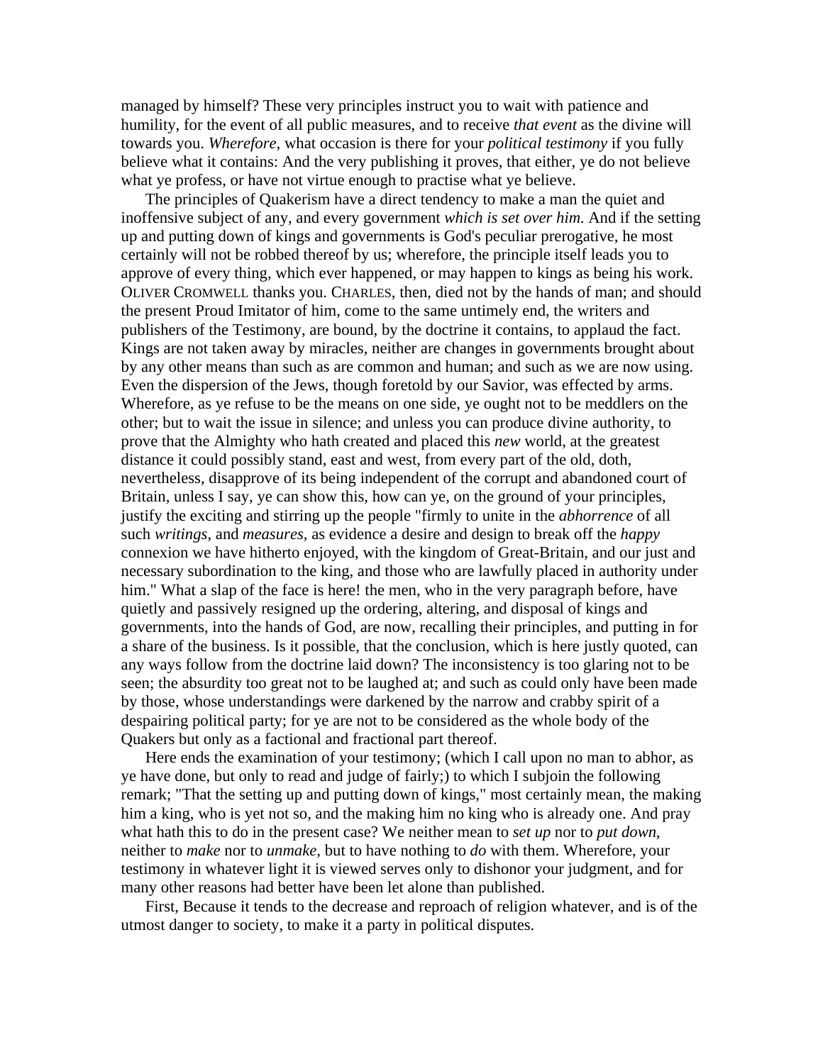managed by himself? These very principles instruct you to wait with patience and humility, for the event of all public measures, and to receive *that event* as the divine will towards you. *Wherefore*, what occasion is there for your *political testimony* if you fully believe what it contains: And the very publishing it proves, that either, ye do not believe what ye profess, or have not virtue enough to practise what ye believe.

The principles of Quakerism have a direct tendency to make a man the quiet and inoffensive subject of any, and every government *which is set over him*. And if the setting up and putting down of kings and governments is God's peculiar prerogative, he most certainly will not be robbed thereof by us; wherefore, the principle itself leads you to approve of every thing, which ever happened, or may happen to kings as being his work. OLIVER CROMWELL thanks you. CHARLES, then, died not by the hands of man; and should the present Proud Imitator of him, come to the same untimely end, the writers and publishers of the Testimony, are bound, by the doctrine it contains, to applaud the fact. Kings are not taken away by miracles, neither are changes in governments brought about by any other means than such as are common and human; and such as we are now using. Even the dispersion of the Jews, though foretold by our Savior, was effected by arms. Wherefore, as ye refuse to be the means on one side, ye ought not to be meddlers on the other; but to wait the issue in silence; and unless you can produce divine authority, to prove that the Almighty who hath created and placed this *new* world, at the greatest distance it could possibly stand, east and west, from every part of the old, doth, nevertheless, disapprove of its being independent of the corrupt and abandoned court of Britain, unless I say, ye can show this, how can ye, on the ground of your principles, justify the exciting and stirring up the people "firmly to unite in the *abhorrence* of all such *writings*, and *measures*, as evidence a desire and design to break off the *happy* connexion we have hitherto enjoyed, with the kingdom of Great-Britain, and our just and necessary subordination to the king, and those who are lawfully placed in authority under him." What a slap of the face is here! the men, who in the very paragraph before, have quietly and passively resigned up the ordering, altering, and disposal of kings and governments, into the hands of God, are now, recalling their principles, and putting in for a share of the business. Is it possible, that the conclusion, which is here justly quoted, can any ways follow from the doctrine laid down? The inconsistency is too glaring not to be seen; the absurdity too great not to be laughed at; and such as could only have been made by those, whose understandings were darkened by the narrow and crabby spirit of a despairing political party; for ye are not to be considered as the whole body of the Quakers but only as a factional and fractional part thereof.

Here ends the examination of your testimony; (which I call upon no man to abhor, as ye have done, but only to read and judge of fairly;) to which I subjoin the following remark; "That the setting up and putting down of kings," most certainly mean, the making him a king, who is yet not so, and the making him no king who is already one. And pray what hath this to do in the present case? We neither mean to *set up* nor to *put down*, neither to *make* nor to *unmake*, but to have nothing to *do* with them. Wherefore, your testimony in whatever light it is viewed serves only to dishonor your judgment, and for many other reasons had better have been let alone than published.

First, Because it tends to the decrease and reproach of religion whatever, and is of the utmost danger to society, to make it a party in political disputes.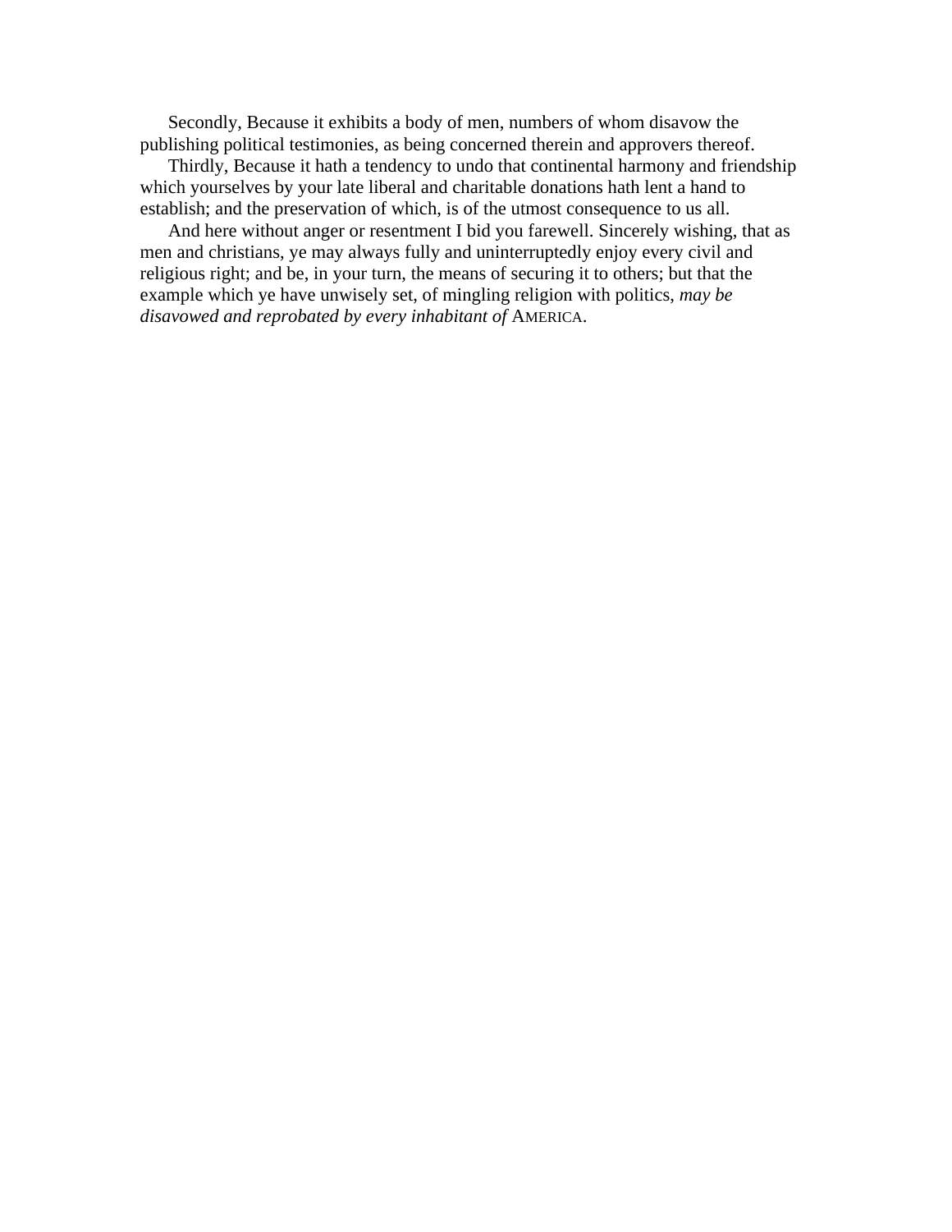Secondly, Because it exhibits a body of men, numbers of whom disavow the publishing political testimonies, as being concerned therein and approvers thereof.

Thirdly, Because it hath a tendency to undo that continental harmony and friendship which yourselves by your late liberal and charitable donations hath lent a hand to establish; and the preservation of which, is of the utmost consequence to us all.

And here without anger or resentment I bid you farewell. Sincerely wishing, that as men and christians, ye may always fully and uninterruptedly enjoy every civil and religious right; and be, in your turn, the means of securing it to others; but that the example which ye have unwisely set, of mingling religion with politics, *may be disavowed and reprobated by every inhabitant of* AMERICA.